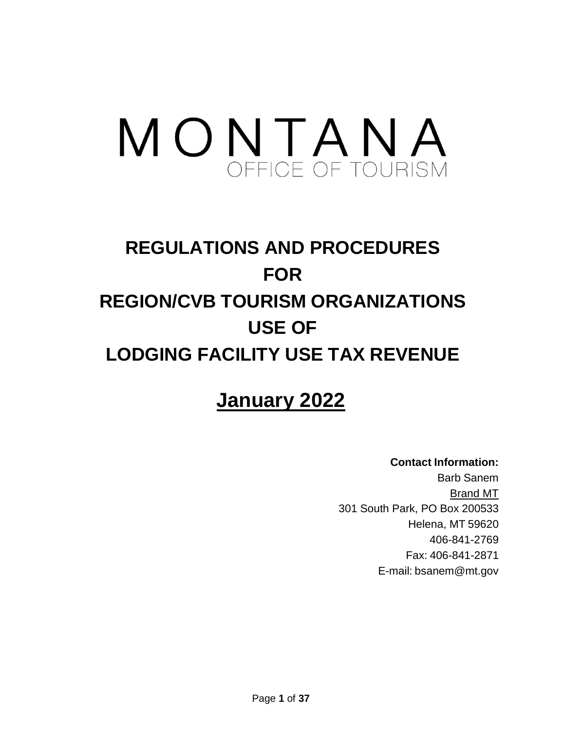# MONTANA
OFFICE OF TOURISM

# REGULATIONS AND PROCEDURES FOR REGION/CVB TOURISM ORGANIZATIONS USE OF LODGING FACILITY USE TAX REVENUE

## January 2022

**Contact Information:**
Barb Sanem
Brand MT
301 South Park, PO Box 200533
Helena, MT 59620
406-841-2769
Fax: 406-841-2871
E-mail: bsanem@mt.gov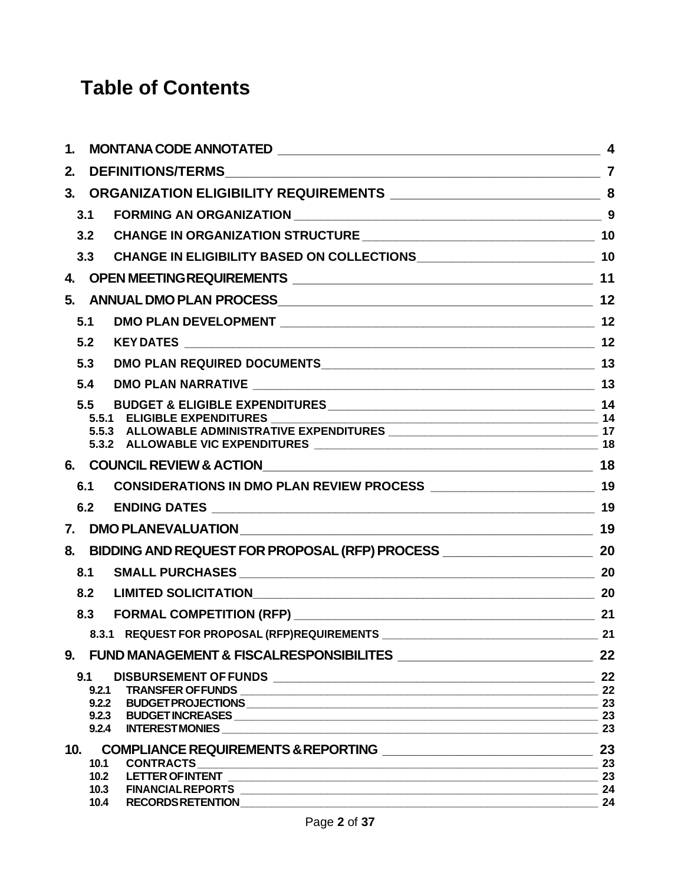# Table of Contents

| | | |
|---|---|---|
| **1.** | **MONTANA CODE ANNOTATED** | **4** |
| **2.** | **DEFINITIONS/TERMS** | **7** |
| **3.** | **ORGANIZATION ELIGIBILITY REQUIREMENTS** | **8** |
| 3.1 | FORMING AN ORGANIZATION | 9 |
| 3.2 | CHANGE IN ORGANIZATION STRUCTURE | 10 |
| 3.3 | CHANGE IN ELIGIBILITY BASED ON COLLECTIONS | 10 |
| **4.** | **OPEN MEETINGREQUIREMENTS** | **11** |
| **5.** | **ANNUAL DMO PLAN PROCESS** | **12** |
| 5.1 | DMO PLAN DEVELOPMENT | 12 |
| 5.2 | KEY DATES | 12 |
| 5.3 | DMO PLAN REQUIRED DOCUMENTS | 13 |
| 5.4 | DMO PLAN NARRATIVE | 13 |
| 5.5 | BUDGET & ELIGIBLE EXPENDITURES | 14 |
| 5.5.1 | ELIGIBLE EXPENDITURES | 14 |
| 5.5.3 | ALLOWABLE ADMINISTRATIVE EXPENDITURES | 17 |
| 5.3.2 | ALLOWABLE VIC EXPENDITURES | 18 |
| **6.** | **COUNCIL REVIEW & ACTION** | **18** |
| 6.1 | CONSIDERATIONS IN DMO PLAN REVIEW PROCESS | 19 |
| 6.2 | ENDING DATES | 19 |
| **7.** | **DMO PLANEVALUATION** | **19** |
| **8.** | **BIDDING AND REQUEST FOR PROPOSAL (RFP) PROCESS** | **20** |
| 8.1 | SMALL PURCHASES | 20 |
| 8.2 | LIMITED SOLICITATION | 20 |
| 8.3 | FORMAL COMPETITION (RFP) | 21 |
| 8.3.1 | REQUEST FOR PROPOSAL (RFP)REQUIREMENTS | 21 |
| **9.** | **FUND MANAGEMENT & FISCALRESPONSIBILITES** | **22** |
| 9.1 | DISBURSEMENT OF FUNDS | 22 |
| 9.2.1 | TRANSFER OFFUNDS | 22 |
| 9.2.2 | BUDGETPROJECTIONS | 23 |
| 9.2.3 | BUDGETINCREASES | 23 |
| 9.2.4 | INTERESTMONIES | 23 |
| **10.** | **COMPLIANCE REQUIREMENTS &REPORTING** | **23** |
| 10.1 | CONTRACTS | 23 |
| 10.2 | LETTER OFINTENT | 23 |
| 10.3 | FINANCIALREPORTS | 24 |
| 10.4 | RECORDSRETENTION | 24 |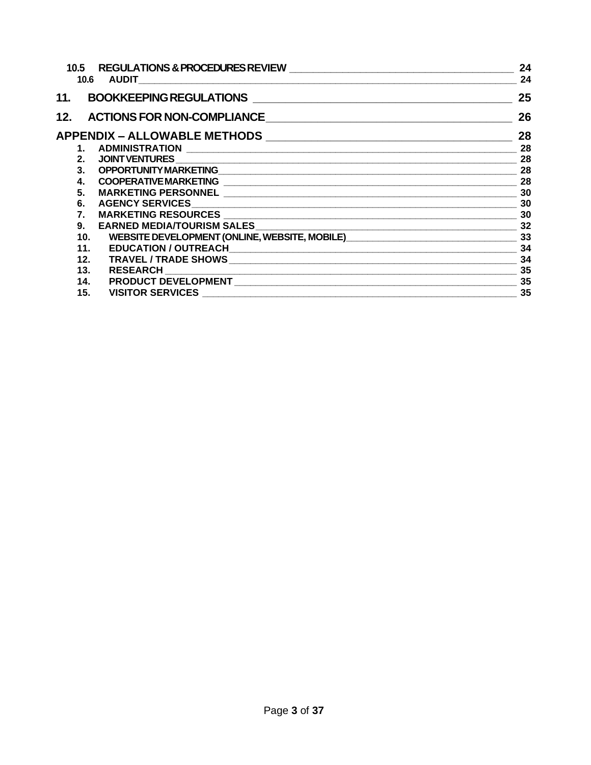10.5 REGULATIONS & PROCEDURES REVIEW ____ 24
10.6 AUDIT ____ 24

11. BOOKKEEPING REGULATIONS ____ 25

12. ACTIONS FOR NON-COMPLIANCE ____ 26

APPENDIX – ALLOWABLE METHODS ____ 28

1. ADMINISTRATION ____ 28
2. JOINT VENTURES ____ 28
3. OPPORTUNITY MARKETING ____ 28
4. COOPERATIVE MARKETING ____ 28
5. MARKETING PERSONNEL ____ 30
6. AGENCY SERVICES ____ 30
7. MARKETING RESOURCES ____ 30
9. EARNED MEDIA/TOURISM SALES ____ 32
10. WEBSITE DEVELOPMENT (ONLINE, WEBSITE, MOBILE) ____ 33
11. EDUCATION / OUTREACH ____ 34
12. TRAVEL / TRADE SHOWS ____ 34
13. RESEARCH ____ 35
14. PRODUCT DEVELOPMENT ____ 35
15. VISITOR SERVICES ____ 35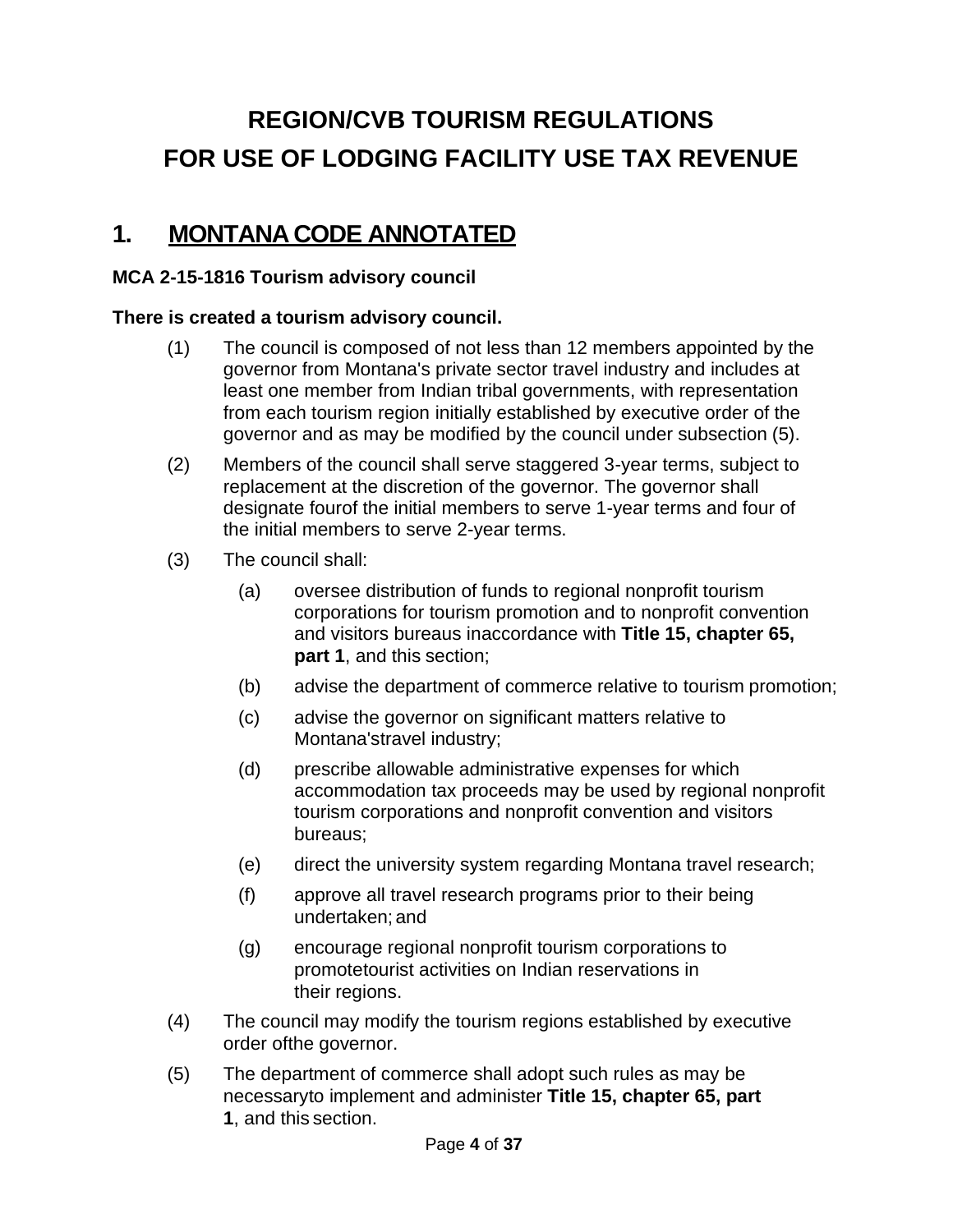# REGION/CVB TOURISM REGULATIONS FOR USE OF LODGING FACILITY USE TAX REVENUE

## 1. MONTANA CODE ANNOTATED

**MCA 2-15-1816 Tourism advisory council**

**There is created a tourism advisory council.**

(1) The council is composed of not less than 12 members appointed by the governor from Montana's private sector travel industry and includes at least one member from Indian tribal governments, with representation from each tourism region initially established by executive order of the governor and as may be modified by the council under subsection (5).

(2) Members of the council shall serve staggered 3-year terms, subject to replacement at the discretion of the governor. The governor shall designate fourof the initial members to serve 1-year terms and four of the initial members to serve 2-year terms.

(3) The council shall:

  (a) oversee distribution of funds to regional nonprofit tourism corporations for tourism promotion and to nonprofit convention and visitors bureaus inaccordance with **Title 15, chapter 65, part 1**, and this section;

  (b) advise the department of commerce relative to tourism promotion;

  (c) advise the governor on significant matters relative to Montana'stravel industry;

  (d) prescribe allowable administrative expenses for which accommodation tax proceeds may be used by regional nonprofit tourism corporations and nonprofit convention and visitors bureaus;

  (e) direct the university system regarding Montana travel research;

  (f) approve all travel research programs prior to their being undertaken; and

  (g) encourage regional nonprofit tourism corporations to promotetourist activities on Indian reservations in their regions.

(4) The council may modify the tourism regions established by executive order ofthe governor.

(5) The department of commerce shall adopt such rules as may be necessaryto implement and administer **Title 15, chapter 65, part 1**, and this section.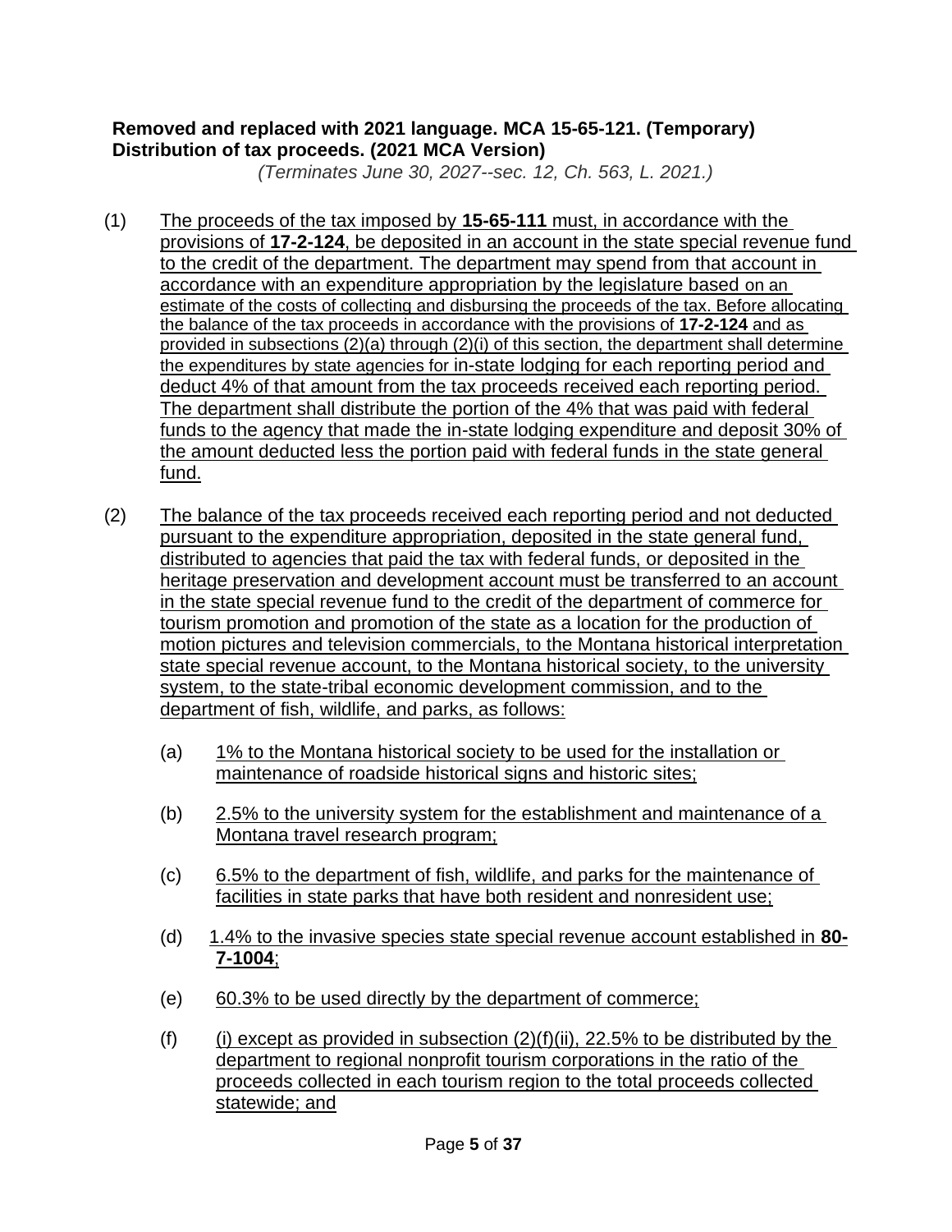**Removed and replaced with 2021 language. MCA 15-65-121. (Temporary) Distribution of tax proceeds. (2021 MCA Version)**

*(Terminates June 30, 2027--sec. 12, Ch. 563, L. 2021.)*

(1) The proceeds of the tax imposed by **15-65-111** must, in accordance with the provisions of **17-2-124**, be deposited in an account in the state special revenue fund to the credit of the department. The department may spend from that account in accordance with an expenditure appropriation by the legislature based on an estimate of the costs of collecting and disbursing the proceeds of the tax. Before allocating the balance of the tax proceeds in accordance with the provisions of **17-2-124** and as provided in subsections (2)(a) through (2)(i) of this section, the department shall determine the expenditures by state agencies for in-state lodging for each reporting period and deduct 4% of that amount from the tax proceeds received each reporting period. The department shall distribute the portion of the 4% that was paid with federal funds to the agency that made the in-state lodging expenditure and deposit 30% of the amount deducted less the portion paid with federal funds in the state general fund.

(2) The balance of the tax proceeds received each reporting period and not deducted pursuant to the expenditure appropriation, deposited in the state general fund, distributed to agencies that paid the tax with federal funds, or deposited in the heritage preservation and development account must be transferred to an account in the state special revenue fund to the credit of the department of commerce for tourism promotion and promotion of the state as a location for the production of motion pictures and television commercials, to the Montana historical interpretation state special revenue account, to the Montana historical society, to the university system, to the state-tribal economic development commission, and to the department of fish, wildlife, and parks, as follows:

   (a) 1% to the Montana historical society to be used for the installation or maintenance of roadside historical signs and historic sites;

   (b) 2.5% to the university system for the establishment and maintenance of a Montana travel research program;

   (c) 6.5% to the department of fish, wildlife, and parks for the maintenance of facilities in state parks that have both resident and nonresident use;

   (d) 1.4% to the invasive species state special revenue account established in **80-7-1004**;

   (e) 60.3% to be used directly by the department of commerce;

   (f) (i) except as provided in subsection (2)(f)(ii), 22.5% to be distributed by the department to regional nonprofit tourism corporations in the ratio of the proceeds collected in each tourism region to the total proceeds collected statewide; and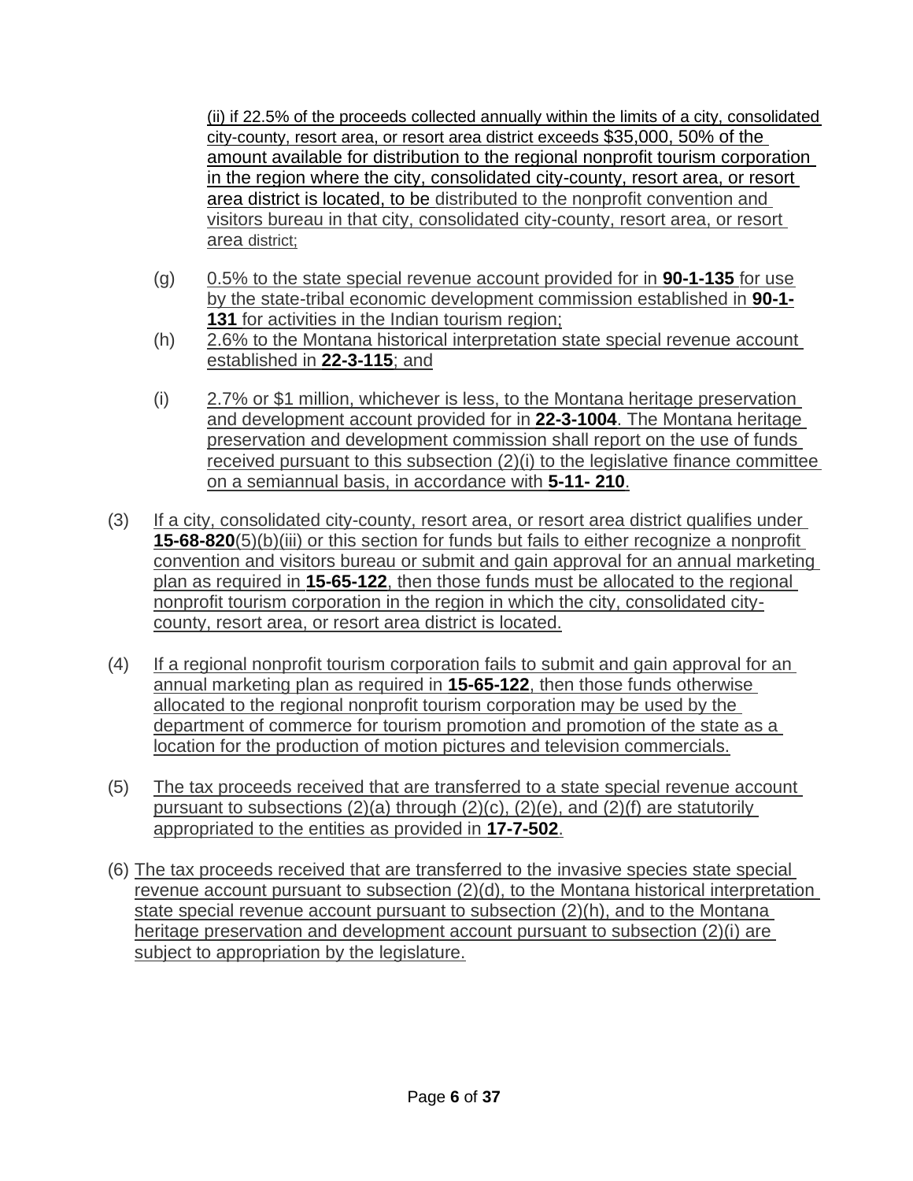(ii) if 22.5% of the proceeds collected annually within the limits of a city, consolidated city-county, resort area, or resort area district exceeds $35,000, 50% of the amount available for distribution to the regional nonprofit tourism corporation in the region where the city, consolidated city-county, resort area, or resort area district is located, to be distributed to the nonprofit convention and visitors bureau in that city, consolidated city-county, resort area, or resort area district;

(g) 0.5% to the state special revenue account provided for in **90-1-135** for use by the state-tribal economic development commission established in **90-1-131** for activities in the Indian tourism region;

(h) 2.6% to the Montana historical interpretation state special revenue account established in **22-3-115**; and

(i) 2.7% or $1 million, whichever is less, to the Montana heritage preservation and development account provided for in **22-3-1004**. The Montana heritage preservation and development commission shall report on the use of funds received pursuant to this subsection (2)(i) to the legislative finance committee on a semiannual basis, in accordance with **5-11- 210**.

(3) If a city, consolidated city-county, resort area, or resort area district qualifies under **15-68-820**(5)(b)(iii) or this section for funds but fails to either recognize a nonprofit convention and visitors bureau or submit and gain approval for an annual marketing plan as required in **15-65-122**, then those funds must be allocated to the regional nonprofit tourism corporation in the region in which the city, consolidated city-county, resort area, or resort area district is located.

(4) If a regional nonprofit tourism corporation fails to submit and gain approval for an annual marketing plan as required in **15-65-122**, then those funds otherwise allocated to the regional nonprofit tourism corporation may be used by the department of commerce for tourism promotion and promotion of the state as a location for the production of motion pictures and television commercials.

(5) The tax proceeds received that are transferred to a state special revenue account pursuant to subsections (2)(a) through (2)(c), (2)(e), and (2)(f) are statutorily appropriated to the entities as provided in **17-7-502**.

(6) The tax proceeds received that are transferred to the invasive species state special revenue account pursuant to subsection (2)(d), to the Montana historical interpretation state special revenue account pursuant to subsection (2)(h), and to the Montana heritage preservation and development account pursuant to subsection (2)(i) are subject to appropriation by the legislature.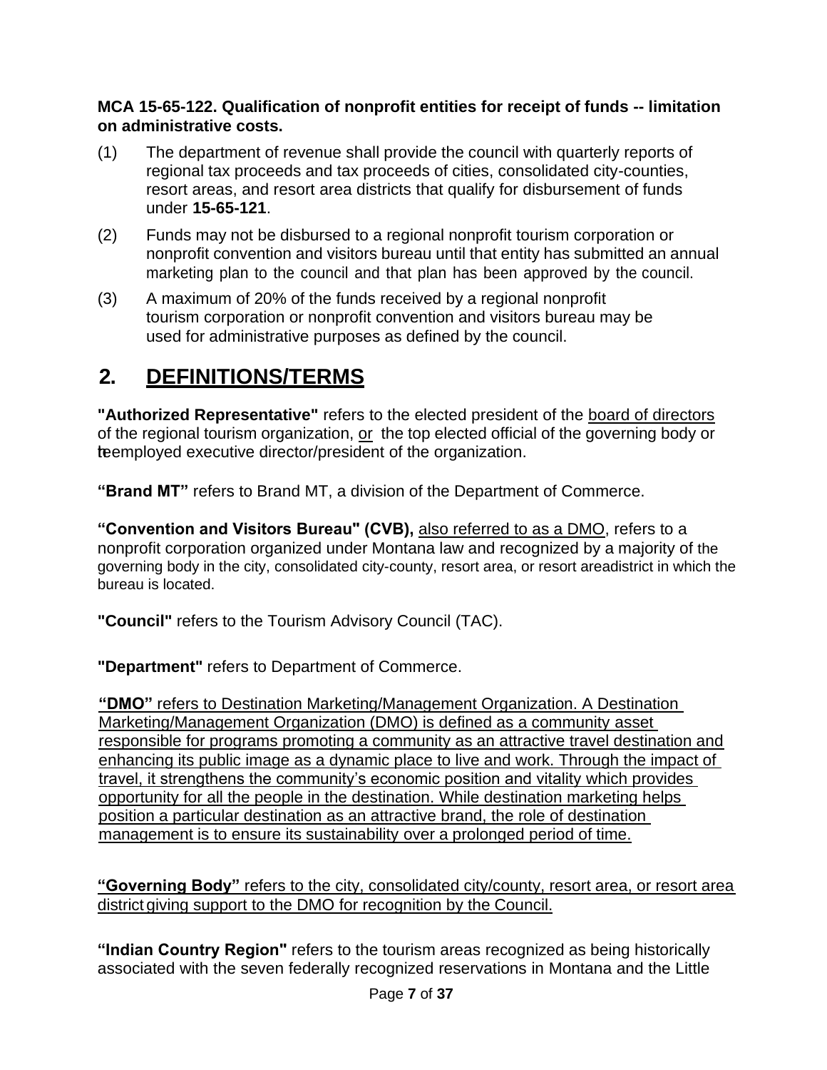**MCA 15-65-122. Qualification of nonprofit entities for receipt of funds -- limitation on administrative costs.**

(1) The department of revenue shall provide the council with quarterly reports of regional tax proceeds and tax proceeds of cities, consolidated city-counties, resort areas, and resort area districts that qualify for disbursement of funds under **15-65-121**.

(2) Funds may not be disbursed to a regional nonprofit tourism corporation or nonprofit convention and visitors bureau until that entity has submitted an annual marketing plan to the council and that plan has been approved by the council.

(3) A maximum of 20% of the funds received by a regional nonprofit tourism corporation or nonprofit convention and visitors bureau may be used for administrative purposes as defined by the council.

# 2. DEFINITIONS/TERMS

**"Authorized Representative"** refers to the elected president of the board of directors of the regional tourism organization, or the top elected official of the governing body or the employed executive director/president of the organization.

**"Brand MT"** refers to Brand MT, a division of the Department of Commerce.

**"Convention and Visitors Bureau" (CVB),** also referred to as a DMO, refers to a nonprofit corporation organized under Montana law and recognized by a majority of the governing body in the city, consolidated city-county, resort area, or resort areadistrict in which the bureau is located.

**"Council"** refers to the Tourism Advisory Council (TAC).

**"Department"** refers to Department of Commerce.

**"DMO"** refers to Destination Marketing/Management Organization. A Destination Marketing/Management Organization (DMO) is defined as a community asset responsible for programs promoting a community as an attractive travel destination and enhancing its public image as a dynamic place to live and work. Through the impact of travel, it strengthens the community's economic position and vitality which provides opportunity for all the people in the destination. While destination marketing helps position a particular destination as an attractive brand, the role of destination management is to ensure its sustainability over a prolonged period of time.

**"Governing Body"** refers to the city, consolidated city/county, resort area, or resort area district giving support to the DMO for recognition by the Council.

**"Indian Country Region"** refers to the tourism areas recognized as being historically associated with the seven federally recognized reservations in Montana and the Little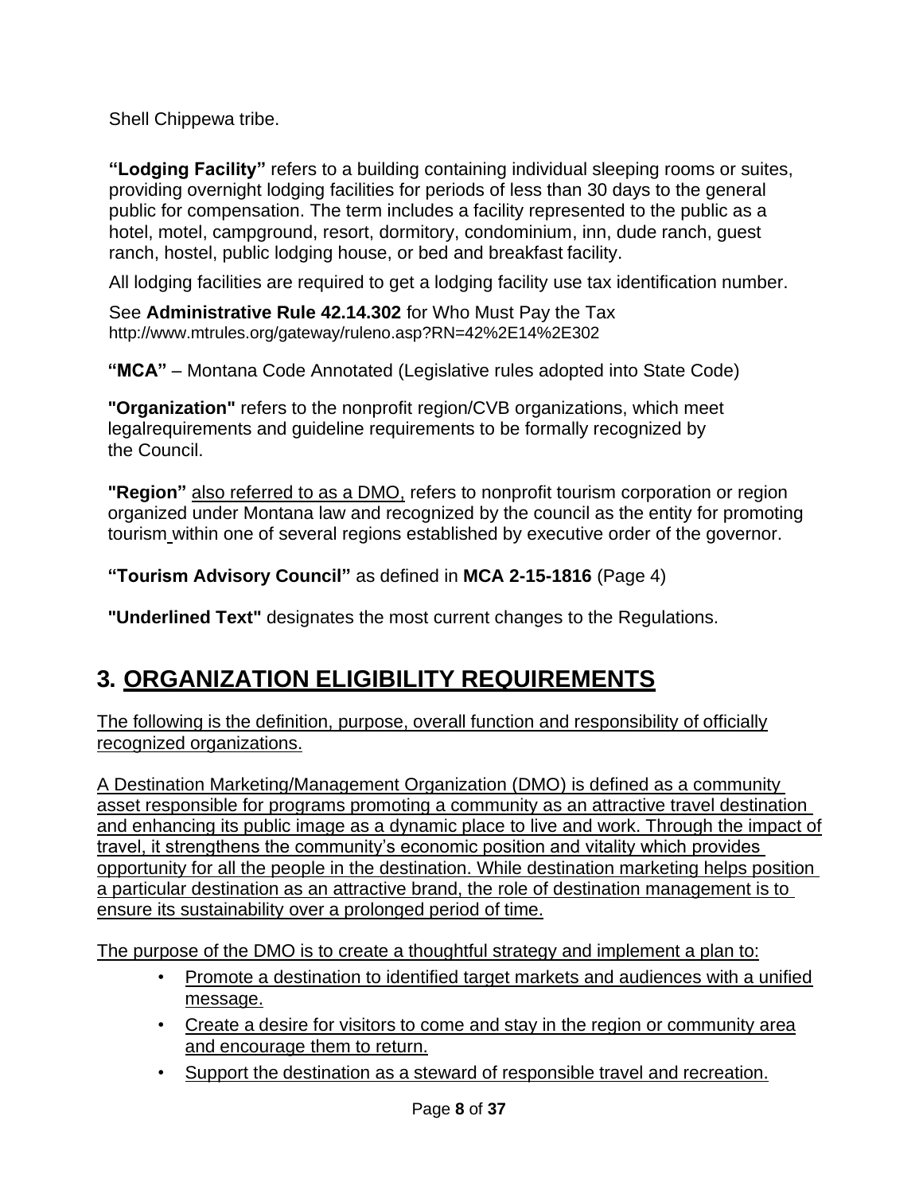Shell Chippewa tribe.

**"Lodging Facility"** refers to a building containing individual sleeping rooms or suites, providing overnight lodging facilities for periods of less than 30 days to the general public for compensation. The term includes a facility represented to the public as a hotel, motel, campground, resort, dormitory, condominium, inn, dude ranch, guest ranch, hostel, public lodging house, or bed and breakfast facility.

All lodging facilities are required to get a lodging facility use tax identification number.

See **Administrative Rule 42.14.302** for Who Must Pay the Tax http://www.mtrules.org/gateway/ruleno.asp?RN=42%2E14%2E302

**"MCA"** – Montana Code Annotated (Legislative rules adopted into State Code)

**"Organization"** refers to the nonprofit region/CVB organizations, which meet legalrequirements and guideline requirements to be formally recognized by the Council.

**"Region"** <u>also referred to as a DMO,</u> refers to nonprofit tourism corporation or region organized under Montana law and recognized by the council as the entity for promoting tourism within one of several regions established by executive order of the governor.

**"Tourism Advisory Council"** as defined in **MCA 2-15-1816** (Page 4)

**"Underlined Text"** designates the most current changes to the Regulations.

## 3. <u>ORGANIZATION ELIGIBILITY REQUIREMENTS</u>

<u>The following is the definition, purpose, overall function and responsibility of officially recognized organizations.</u>

<u>A Destination Marketing/Management Organization (DMO) is defined as a community asset responsible for programs promoting a community as an attractive travel destination and enhancing its public image as a dynamic place to live and work. Through the impact of travel, it strengthens the community's economic position and vitality which provides opportunity for all the people in the destination. While destination marketing helps position a particular destination as an attractive brand, the role of destination management is to ensure its sustainability over a prolonged period of time.</u>

<u>The purpose of the DMO is to create a thoughtful strategy and implement a plan to:</u>

- <u>Promote a destination to identified target markets and audiences with a unified message.</u>
- <u>Create a desire for visitors to come and stay in the region or community area and encourage them to return.</u>
- <u>Support the destination as a steward of responsible travel and recreation.</u>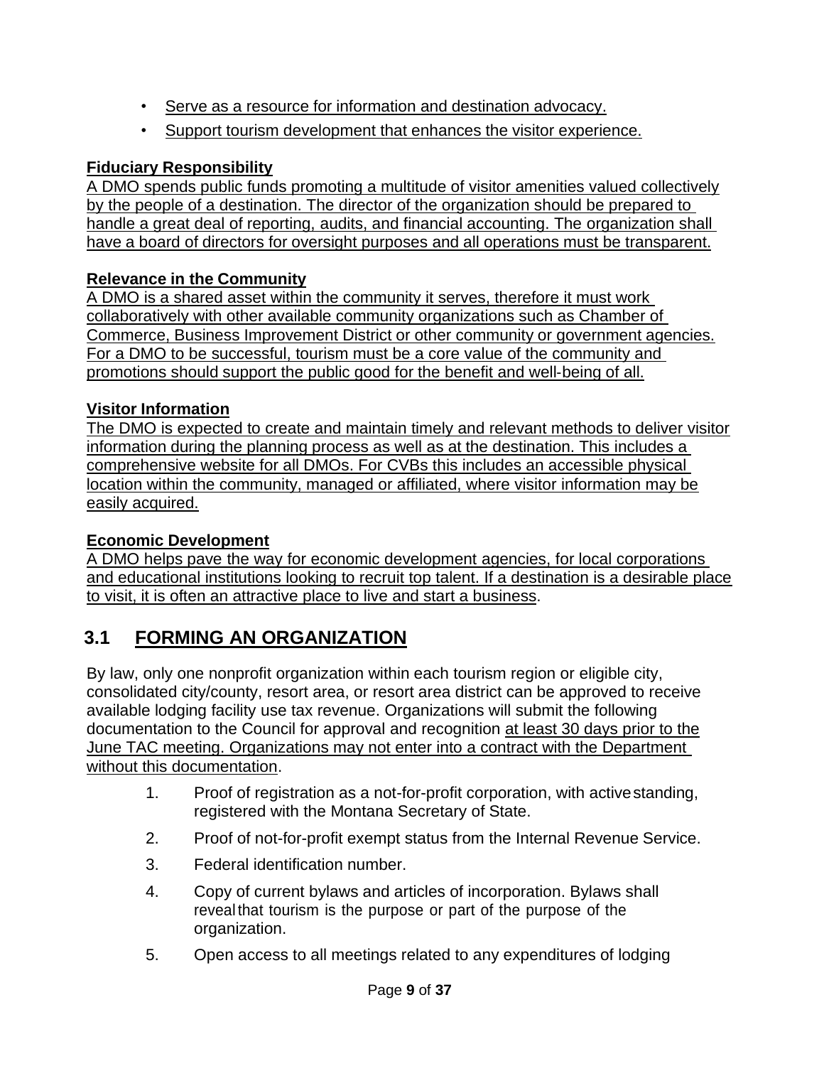- Serve as a resource for information and destination advocacy.
- Support tourism development that enhances the visitor experience.

**Fiduciary Responsibility**

A DMO spends public funds promoting a multitude of visitor amenities valued collectively by the people of a destination. The director of the organization should be prepared to handle a great deal of reporting, audits, and financial accounting. The organization shall have a board of directors for oversight purposes and all operations must be transparent.

**Relevance in the Community**

A DMO is a shared asset within the community it serves, therefore it must work collaboratively with other available community organizations such as Chamber of Commerce, Business Improvement District or other community or government agencies. For a DMO to be successful, tourism must be a core value of the community and promotions should support the public good for the benefit and well-being of all.

**Visitor Information**

The DMO is expected to create and maintain timely and relevant methods to deliver visitor information during the planning process as well as at the destination. This includes a comprehensive website for all DMOs. For CVBs this includes an accessible physical location within the community, managed or affiliated, where visitor information may be easily acquired.

**Economic Development**

A DMO helps pave the way for economic development agencies, for local corporations and educational institutions looking to recruit top talent. If a destination is a desirable place to visit, it is often an attractive place to live and start a business.

## 3.1 FORMING AN ORGANIZATION

By law, only one nonprofit organization within each tourism region or eligible city, consolidated city/county, resort area, or resort area district can be approved to receive available lodging facility use tax revenue. Organizations will submit the following documentation to the Council for approval and recognition at least 30 days prior to the June TAC meeting. Organizations may not enter into a contract with the Department without this documentation.

1. Proof of registration as a not-for-profit corporation, with active standing, registered with the Montana Secretary of State.
2. Proof of not-for-profit exempt status from the Internal Revenue Service.
3. Federal identification number.
4. Copy of current bylaws and articles of incorporation. Bylaws shall reveal that tourism is the purpose or part of the purpose of the organization.
5. Open access to all meetings related to any expenditures of lodging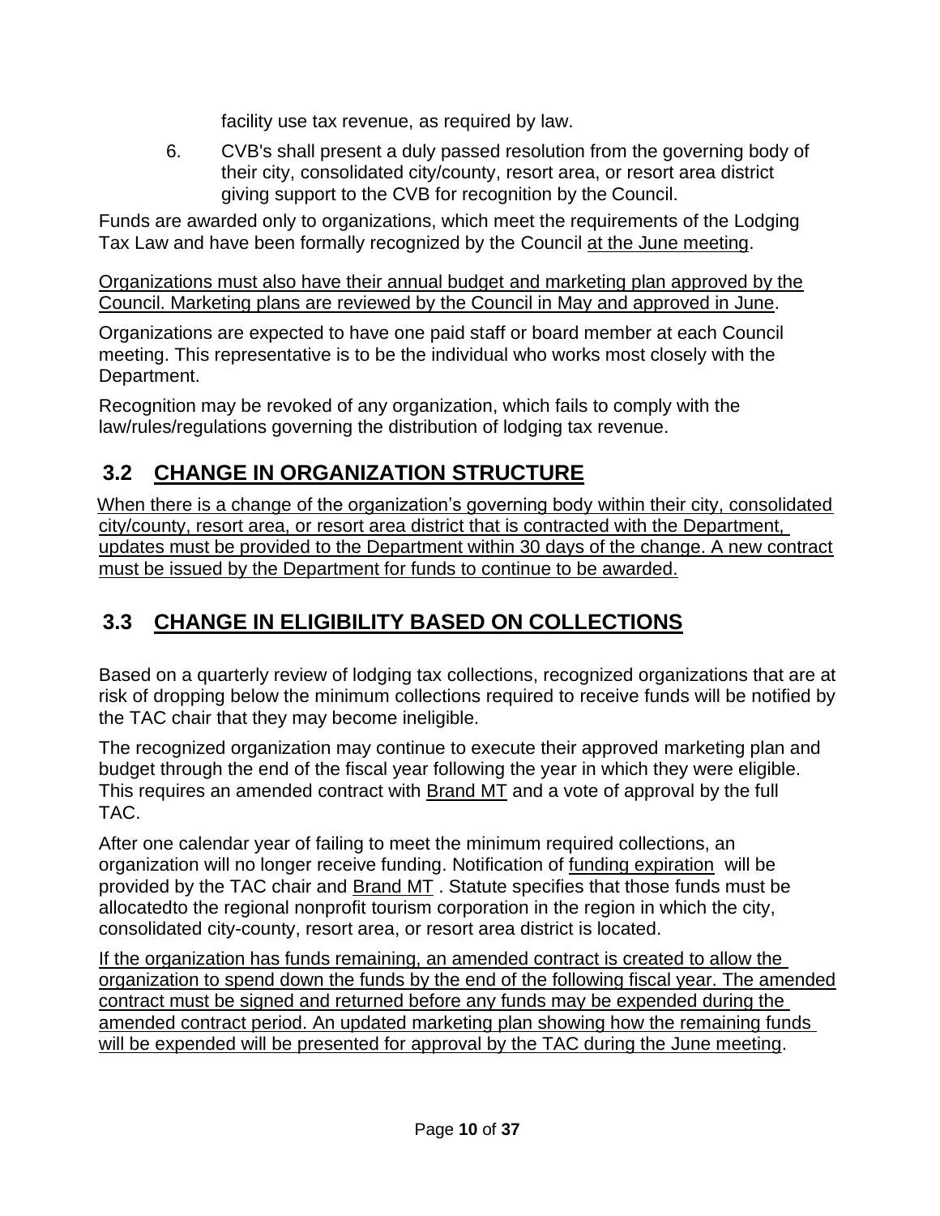facility use tax revenue, as required by law.

6. CVB's shall present a duly passed resolution from the governing body of their city, consolidated city/county, resort area, or resort area district giving support to the CVB for recognition by the Council.

Funds are awarded only to organizations, which meet the requirements of the Lodging Tax Law and have been formally recognized by the Council at the June meeting.

Organizations must also have their annual budget and marketing plan approved by the Council. Marketing plans are reviewed by the Council in May and approved in June.

Organizations are expected to have one paid staff or board member at each Council meeting. This representative is to be the individual who works most closely with the Department.

Recognition may be revoked of any organization, which fails to comply with the law/rules/regulations governing the distribution of lodging tax revenue.

## 3.2 CHANGE IN ORGANIZATION STRUCTURE

When there is a change of the organization's governing body within their city, consolidated city/county, resort area, or resort area district that is contracted with the Department, updates must be provided to the Department within 30 days of the change. A new contract must be issued by the Department for funds to continue to be awarded.

## 3.3 CHANGE IN ELIGIBILITY BASED ON COLLECTIONS

Based on a quarterly review of lodging tax collections, recognized organizations that are at risk of dropping below the minimum collections required to receive funds will be notified by the TAC chair that they may become ineligible.

The recognized organization may continue to execute their approved marketing plan and budget through the end of the fiscal year following the year in which they were eligible. This requires an amended contract with Brand MT and a vote of approval by the full TAC.

After one calendar year of failing to meet the minimum required collections, an organization will no longer receive funding. Notification of funding expiration will be provided by the TAC chair and Brand MT . Statute specifies that those funds must be allocatedto the regional nonprofit tourism corporation in the region in which the city, consolidated city-county, resort area, or resort area district is located.

If the organization has funds remaining, an amended contract is created to allow the organization to spend down the funds by the end of the following fiscal year. The amended contract must be signed and returned before any funds may be expended during the amended contract period. An updated marketing plan showing how the remaining funds will be expended will be presented for approval by the TAC during the June meeting.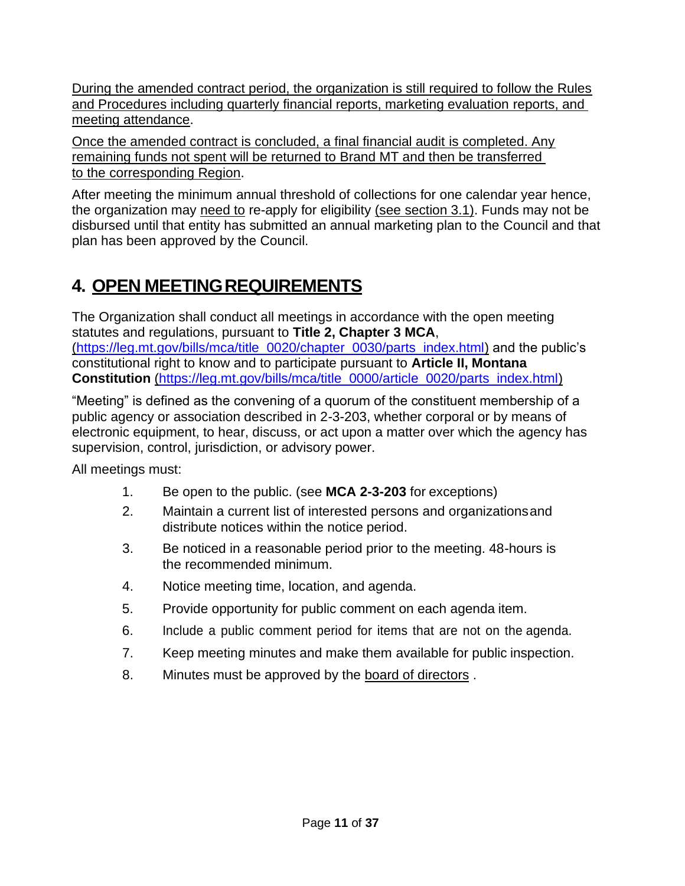During the amended contract period, the organization is still required to follow the Rules and Procedures including quarterly financial reports, marketing evaluation reports, and meeting attendance.

Once the amended contract is concluded, a final financial audit is completed. Any remaining funds not spent will be returned to Brand MT and then be transferred to the corresponding Region.

After meeting the minimum annual threshold of collections for one calendar year hence, the organization may need to re-apply for eligibility (see section 3.1). Funds may not be disbursed until that entity has submitted an annual marketing plan to the Council and that plan has been approved by the Council.

# 4. OPEN MEETING REQUIREMENTS

The Organization shall conduct all meetings in accordance with the open meeting statutes and regulations, pursuant to **Title 2, Chapter 3 MCA**, (https://leg.mt.gov/bills/mca/title_0020/chapter_0030/parts_index.html) and the public's constitutional right to know and to participate pursuant to **Article II, Montana Constitution** (https://leg.mt.gov/bills/mca/title_0000/article_0020/parts_index.html)

"Meeting" is defined as the convening of a quorum of the constituent membership of a public agency or association described in 2-3-203, whether corporal or by means of electronic equipment, to hear, discuss, or act upon a matter over which the agency has supervision, control, jurisdiction, or advisory power.

All meetings must:

1. Be open to the public. (see **MCA 2-3-203** for exceptions)
2. Maintain a current list of interested persons and organizations and distribute notices within the notice period.
3. Be noticed in a reasonable period prior to the meeting. 48-hours is the recommended minimum.
4. Notice meeting time, location, and agenda.
5. Provide opportunity for public comment on each agenda item.
6. Include a public comment period for items that are not on the agenda.
7. Keep meeting minutes and make them available for public inspection.
8. Minutes must be approved by the board of directors .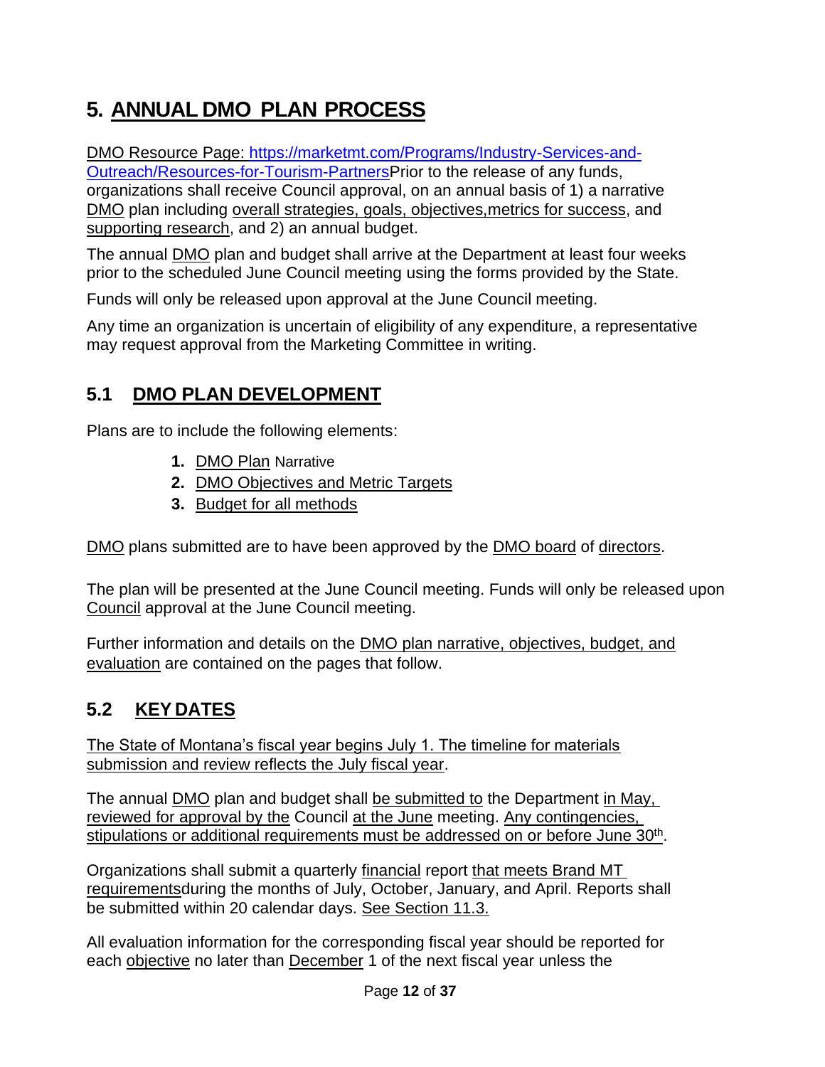# 5. ANNUAL DMO PLAN PROCESS

DMO Resource Page: https://marketmt.com/Programs/Industry-Services-and-Outreach/Resources-for-Tourism-PartnersPrior to the release of any funds, organizations shall receive Council approval, on an annual basis of 1) a narrative DMO plan including overall strategies, goals, objectives,metrics for success, and supporting research, and 2) an annual budget.

The annual DMO plan and budget shall arrive at the Department at least four weeks prior to the scheduled June Council meeting using the forms provided by the State.

Funds will only be released upon approval at the June Council meeting.

Any time an organization is uncertain of eligibility of any expenditure, a representative may request approval from the Marketing Committee in writing.

## 5.1 DMO PLAN DEVELOPMENT

Plans are to include the following elements:

1. DMO Plan Narrative
2. DMO Objectives and Metric Targets
3. Budget for all methods

DMO plans submitted are to have been approved by the DMO board of directors.

The plan will be presented at the June Council meeting. Funds will only be released upon Council approval at the June Council meeting.

Further information and details on the DMO plan narrative, objectives, budget, and evaluation are contained on the pages that follow.

## 5.2 KEY DATES

The State of Montana's fiscal year begins July 1. The timeline for materials submission and review reflects the July fiscal year.

The annual DMO plan and budget shall be submitted to the Department in May, reviewed for approval by the Council at the June meeting. Any contingencies, stipulations or additional requirements must be addressed on or before June 30th.

Organizations shall submit a quarterly financial report that meets Brand MT requirementsduring the months of July, October, January, and April. Reports shall be submitted within 20 calendar days. See Section 11.3.

All evaluation information for the corresponding fiscal year should be reported for each objective no later than December 1 of the next fiscal year unless the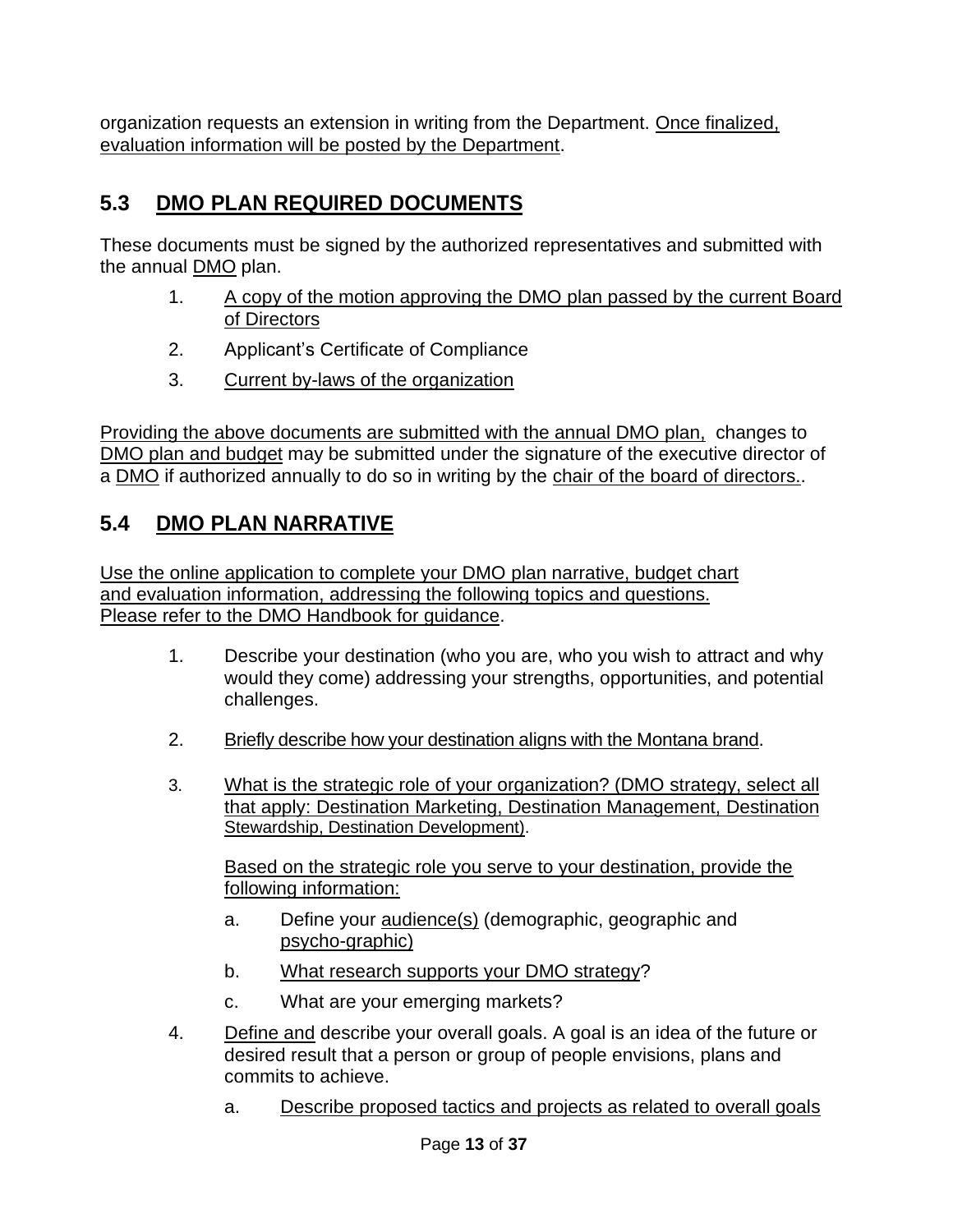organization requests an extension in writing from the Department. Once finalized, evaluation information will be posted by the Department.

## 5.3 DMO PLAN REQUIRED DOCUMENTS

These documents must be signed by the authorized representatives and submitted with the annual DMO plan.

1. A copy of the motion approving the DMO plan passed by the current Board of Directors
2. Applicant's Certificate of Compliance
3. Current by-laws of the organization

Providing the above documents are submitted with the annual DMO plan, changes to DMO plan and budget may be submitted under the signature of the executive director of a DMO if authorized annually to do so in writing by the chair of the board of directors..

## 5.4 DMO PLAN NARRATIVE

Use the online application to complete your DMO plan narrative, budget chart and evaluation information, addressing the following topics and questions. Please refer to the DMO Handbook for guidance.

1. Describe your destination (who you are, who you wish to attract and why would they come) addressing your strengths, opportunities, and potential challenges.

2. Briefly describe how your destination aligns with the Montana brand.

3. What is the strategic role of your organization? (DMO strategy, select all that apply: Destination Marketing, Destination Management, Destination Stewardship, Destination Development).

   Based on the strategic role you serve to your destination, provide the following information:

   a. Define your audience(s) (demographic, geographic and psycho-graphic)
   b. What research supports your DMO strategy?
   c. What are your emerging markets?

4. Define and describe your overall goals. A goal is an idea of the future or desired result that a person or group of people envisions, plans and commits to achieve.

   a. Describe proposed tactics and projects as related to overall goals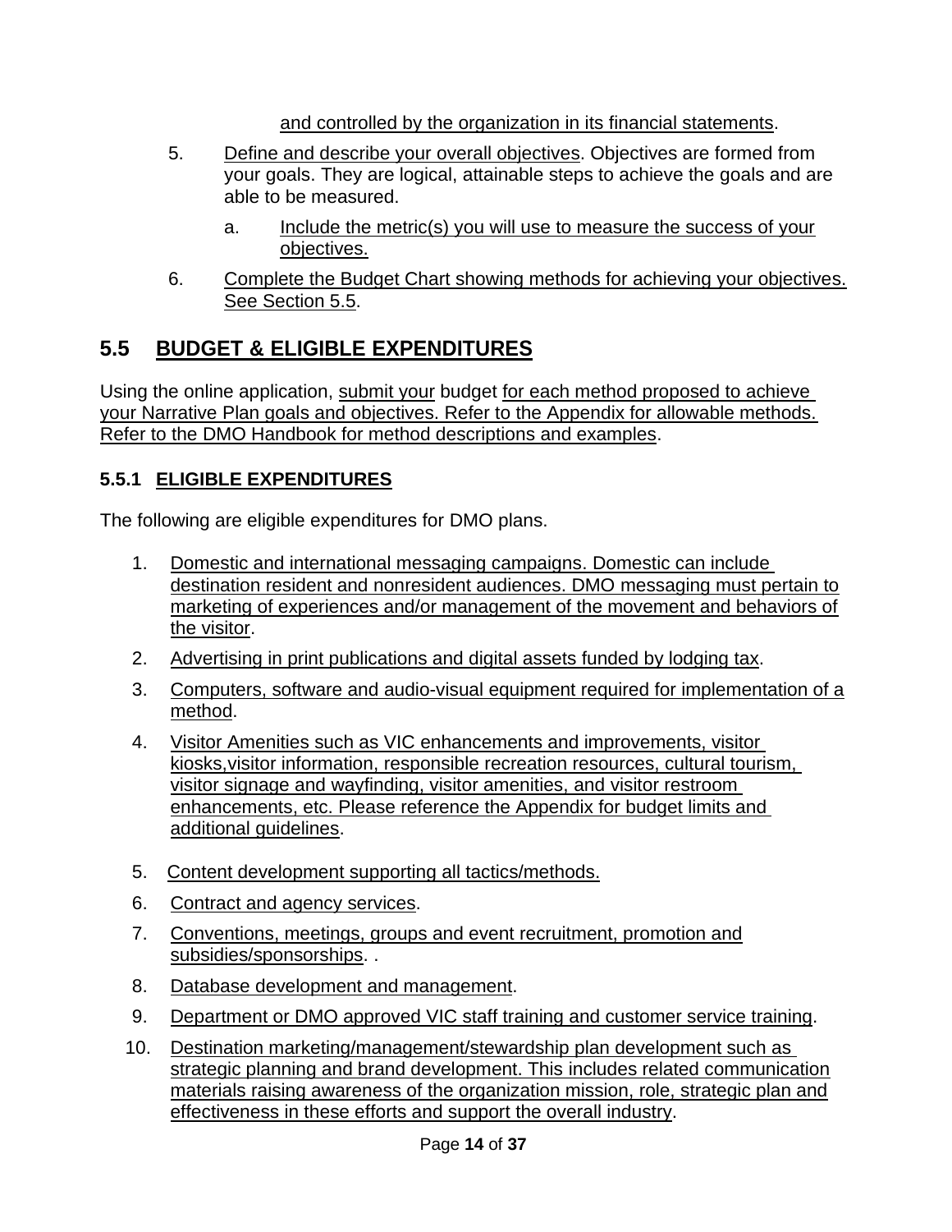and controlled by the organization in its financial statements.

5. Define and describe your overall objectives. Objectives are formed from your goals. They are logical, attainable steps to achieve the goals and are able to be measured.
    a. Include the metric(s) you will use to measure the success of your objectives.
6. Complete the Budget Chart showing methods for achieving your objectives. See Section 5.5.

## 5.5 BUDGET & ELIGIBLE EXPENDITURES

Using the online application, submit your budget for each method proposed to achieve your Narrative Plan goals and objectives. Refer to the Appendix for allowable methods. Refer to the DMO Handbook for method descriptions and examples.

### 5.5.1 ELIGIBLE EXPENDITURES

The following are eligible expenditures for DMO plans.

1. Domestic and international messaging campaigns. Domestic can include destination resident and nonresident audiences. DMO messaging must pertain to marketing of experiences and/or management of the movement and behaviors of the visitor.
2. Advertising in print publications and digital assets funded by lodging tax.
3. Computers, software and audio-visual equipment required for implementation of a method.
4. Visitor Amenities such as VIC enhancements and improvements, visitor kiosks,visitor information, responsible recreation resources, cultural tourism, visitor signage and wayfinding, visitor amenities, and visitor restroom enhancements, etc. Please reference the Appendix for budget limits and additional guidelines.
5. Content development supporting all tactics/methods.
6. Contract and agency services.
7. Conventions, meetings, groups and event recruitment, promotion and subsidies/sponsorships. .
8. Database development and management.
9. Department or DMO approved VIC staff training and customer service training.
10. Destination marketing/management/stewardship plan development such as strategic planning and brand development. This includes related communication materials raising awareness of the organization mission, role, strategic plan and effectiveness in these efforts and support the overall industry.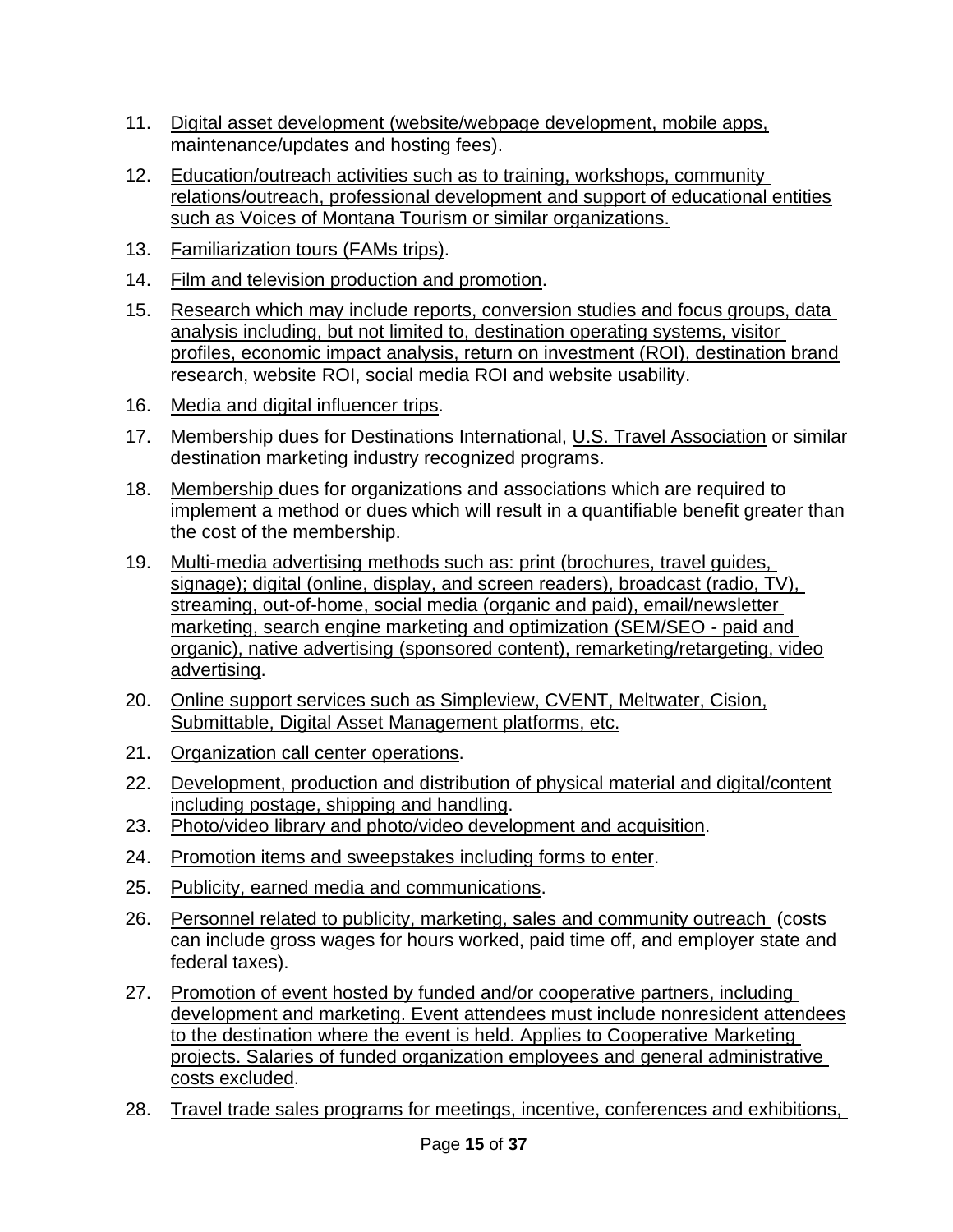11. Digital asset development (website/webpage development, mobile apps, maintenance/updates and hosting fees).
12. Education/outreach activities such as to training, workshops, community relations/outreach, professional development and support of educational entities such as Voices of Montana Tourism or similar organizations.
13. Familiarization tours (FAMs trips).
14. Film and television production and promotion.
15. Research which may include reports, conversion studies and focus groups, data analysis including, but not limited to, destination operating systems, visitor profiles, economic impact analysis, return on investment (ROI), destination brand research, website ROI, social media ROI and website usability.
16. Media and digital influencer trips.
17. Membership dues for Destinations International, U.S. Travel Association or similar destination marketing industry recognized programs.
18. Membership dues for organizations and associations which are required to implement a method or dues which will result in a quantifiable benefit greater than the cost of the membership.
19. Multi-media advertising methods such as: print (brochures, travel guides, signage); digital (online, display, and screen readers), broadcast (radio, TV), streaming, out-of-home, social media (organic and paid), email/newsletter marketing, search engine marketing and optimization (SEM/SEO - paid and organic), native advertising (sponsored content), remarketing/retargeting, video advertising.
20. Online support services such as Simpleview, CVENT, Meltwater, Cision, Submittable, Digital Asset Management platforms, etc.
21. Organization call center operations.
22. Development, production and distribution of physical material and digital/content including postage, shipping and handling.
23. Photo/video library and photo/video development and acquisition.
24. Promotion items and sweepstakes including forms to enter.
25. Publicity, earned media and communications.
26. Personnel related to publicity, marketing, sales and community outreach (costs can include gross wages for hours worked, paid time off, and employer state and federal taxes).
27. Promotion of event hosted by funded and/or cooperative partners, including development and marketing. Event attendees must include nonresident attendees to the destination where the event is held. Applies to Cooperative Marketing projects. Salaries of funded organization employees and general administrative costs excluded.
28. Travel trade sales programs for meetings, incentive, conferences and exhibitions,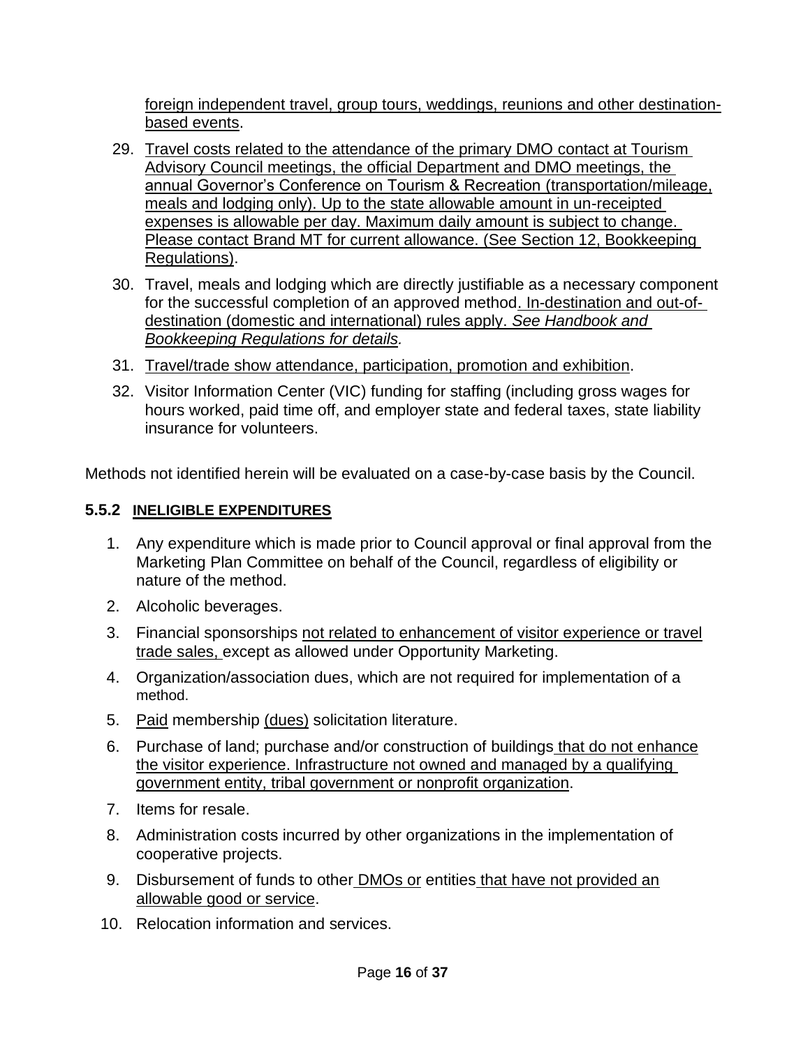foreign independent travel, group tours, weddings, reunions and other destination-based events.

29. Travel costs related to the attendance of the primary DMO contact at Tourism Advisory Council meetings, the official Department and DMO meetings, the annual Governor's Conference on Tourism & Recreation (transportation/mileage, meals and lodging only). Up to the state allowable amount in un-receipted expenses is allowable per day. Maximum daily amount is subject to change. Please contact Brand MT for current allowance. (See Section 12, Bookkeeping Regulations).
30. Travel, meals and lodging which are directly justifiable as a necessary component for the successful completion of an approved method. In-destination and out-of-destination (domestic and international) rules apply. *See Handbook and Bookkeeping Regulations for details.*
31. Travel/trade show attendance, participation, promotion and exhibition.
32. Visitor Information Center (VIC) funding for staffing (including gross wages for hours worked, paid time off, and employer state and federal taxes, state liability insurance for volunteers.

Methods not identified herein will be evaluated on a case-by-case basis by the Council.

### 5.5.2 INELIGIBLE EXPENDITURES

1. Any expenditure which is made prior to Council approval or final approval from the Marketing Plan Committee on behalf of the Council, regardless of eligibility or nature of the method.
2. Alcoholic beverages.
3. Financial sponsorships not related to enhancement of visitor experience or travel trade sales, except as allowed under Opportunity Marketing.
4. Organization/association dues, which are not required for implementation of a method.
5. Paid membership (dues) solicitation literature.
6. Purchase of land; purchase and/or construction of buildings that do not enhance the visitor experience. Infrastructure not owned and managed by a qualifying government entity, tribal government or nonprofit organization.
7. Items for resale.
8. Administration costs incurred by other organizations in the implementation of cooperative projects.
9. Disbursement of funds to other DMOs or entities that have not provided an allowable good or service.
10. Relocation information and services.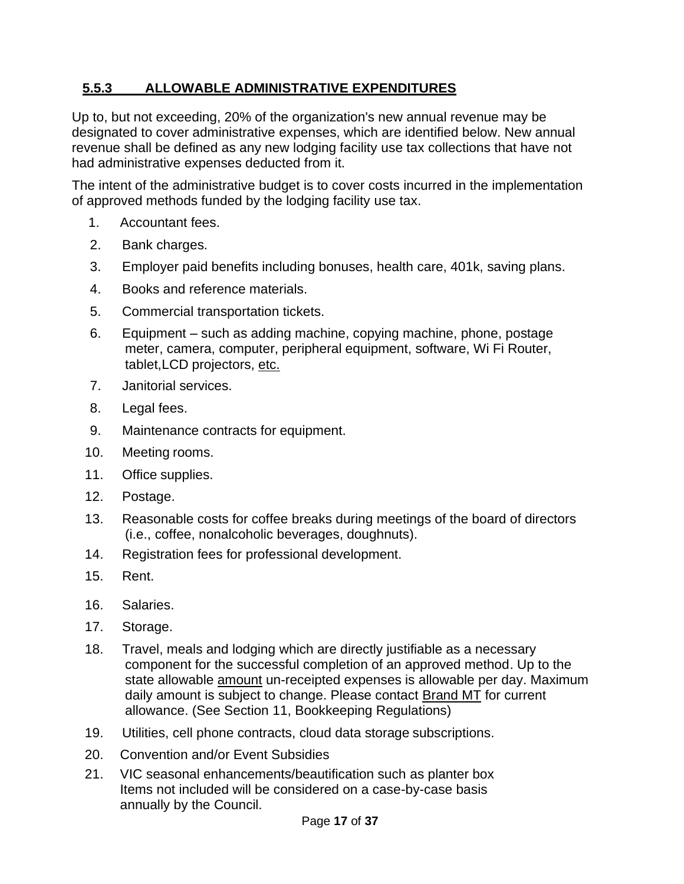### 5.5.3 ALLOWABLE ADMINISTRATIVE EXPENDITURES

Up to, but not exceeding, 20% of the organization's new annual revenue may be designated to cover administrative expenses, which are identified below. New annual revenue shall be defined as any new lodging facility use tax collections that have not had administrative expenses deducted from it.

The intent of the administrative budget is to cover costs incurred in the implementation of approved methods funded by the lodging facility use tax.

1. Accountant fees.
2. Bank charges.
3. Employer paid benefits including bonuses, health care, 401k, saving plans.
4. Books and reference materials.
5. Commercial transportation tickets.
6. Equipment – such as adding machine, copying machine, phone, postage meter, camera, computer, peripheral equipment, software, Wi Fi Router, tablet,LCD projectors, etc.
7. Janitorial services.
8. Legal fees.
9. Maintenance contracts for equipment.
10. Meeting rooms.
11. Office supplies.
12. Postage.
13. Reasonable costs for coffee breaks during meetings of the board of directors (i.e., coffee, nonalcoholic beverages, doughnuts).
14. Registration fees for professional development.
15. Rent.
16. Salaries.
17. Storage.
18. Travel, meals and lodging which are directly justifiable as a necessary component for the successful completion of an approved method. Up to the state allowable amount un-receipted expenses is allowable per day. Maximum daily amount is subject to change. Please contact Brand MT for current allowance. (See Section 11, Bookkeeping Regulations)
19. Utilities, cell phone contracts, cloud data storage subscriptions.
20. Convention and/or Event Subsidies
21. VIC seasonal enhancements/beautification such as planter box
    Items not included will be considered on a case-by-case basis annually by the Council.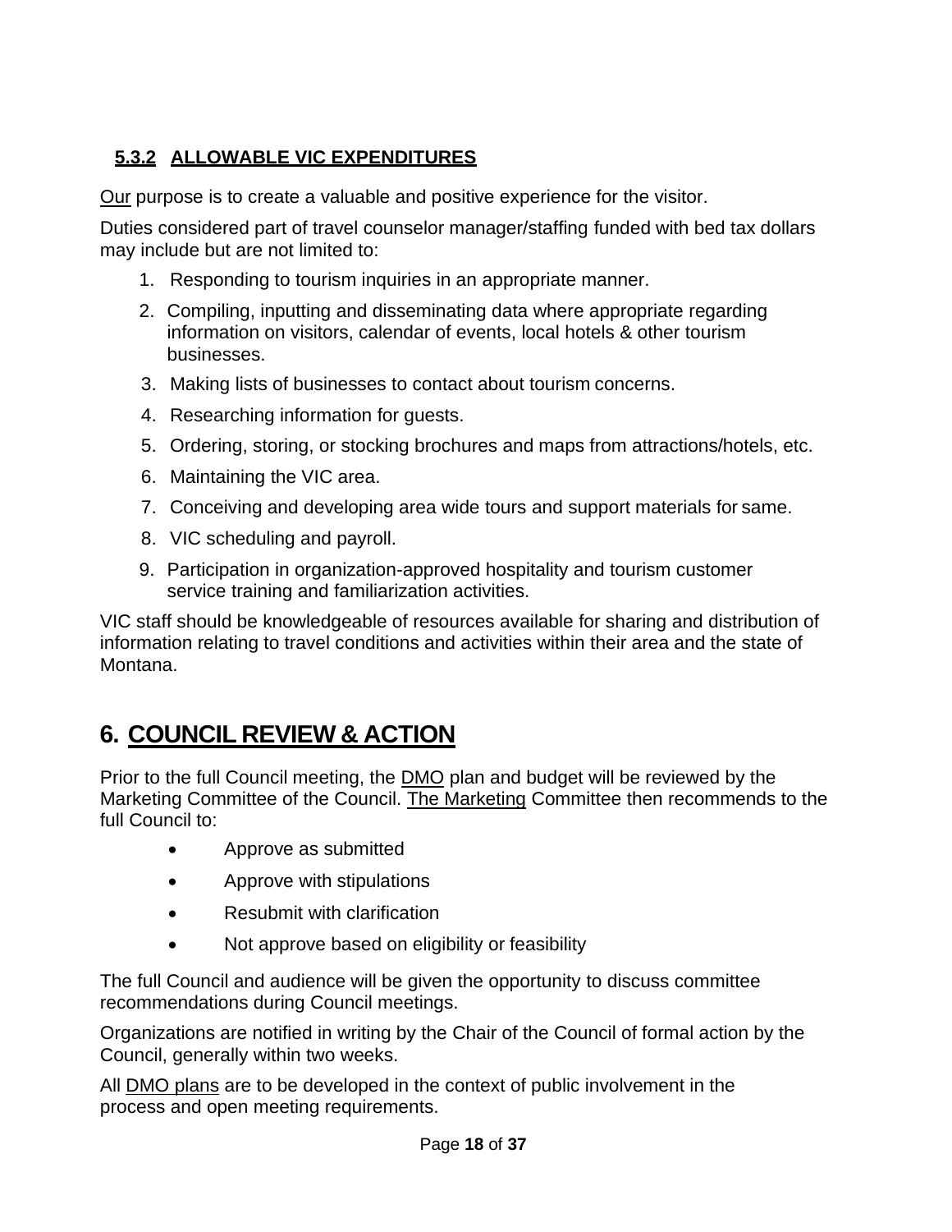### 5.3.2 ALLOWABLE VIC EXPENDITURES

Our purpose is to create a valuable and positive experience for the visitor.

Duties considered part of travel counselor manager/staffing funded with bed tax dollars may include but are not limited to:

1. Responding to tourism inquiries in an appropriate manner.
2. Compiling, inputting and disseminating data where appropriate regarding information on visitors, calendar of events, local hotels & other tourism businesses.
3. Making lists of businesses to contact about tourism concerns.
4. Researching information for guests.
5. Ordering, storing, or stocking brochures and maps from attractions/hotels, etc.
6. Maintaining the VIC area.
7. Conceiving and developing area wide tours and support materials for same.
8. VIC scheduling and payroll.
9. Participation in organization-approved hospitality and tourism customer service training and familiarization activities.

VIC staff should be knowledgeable of resources available for sharing and distribution of information relating to travel conditions and activities within their area and the state of Montana.

# 6. COUNCIL REVIEW & ACTION

Prior to the full Council meeting, the DMO plan and budget will be reviewed by the Marketing Committee of the Council. The Marketing Committee then recommends to the full Council to:

- Approve as submitted
- Approve with stipulations
- Resubmit with clarification
- Not approve based on eligibility or feasibility

The full Council and audience will be given the opportunity to discuss committee recommendations during Council meetings.

Organizations are notified in writing by the Chair of the Council of formal action by the Council, generally within two weeks.

All DMO plans are to be developed in the context of public involvement in the process and open meeting requirements.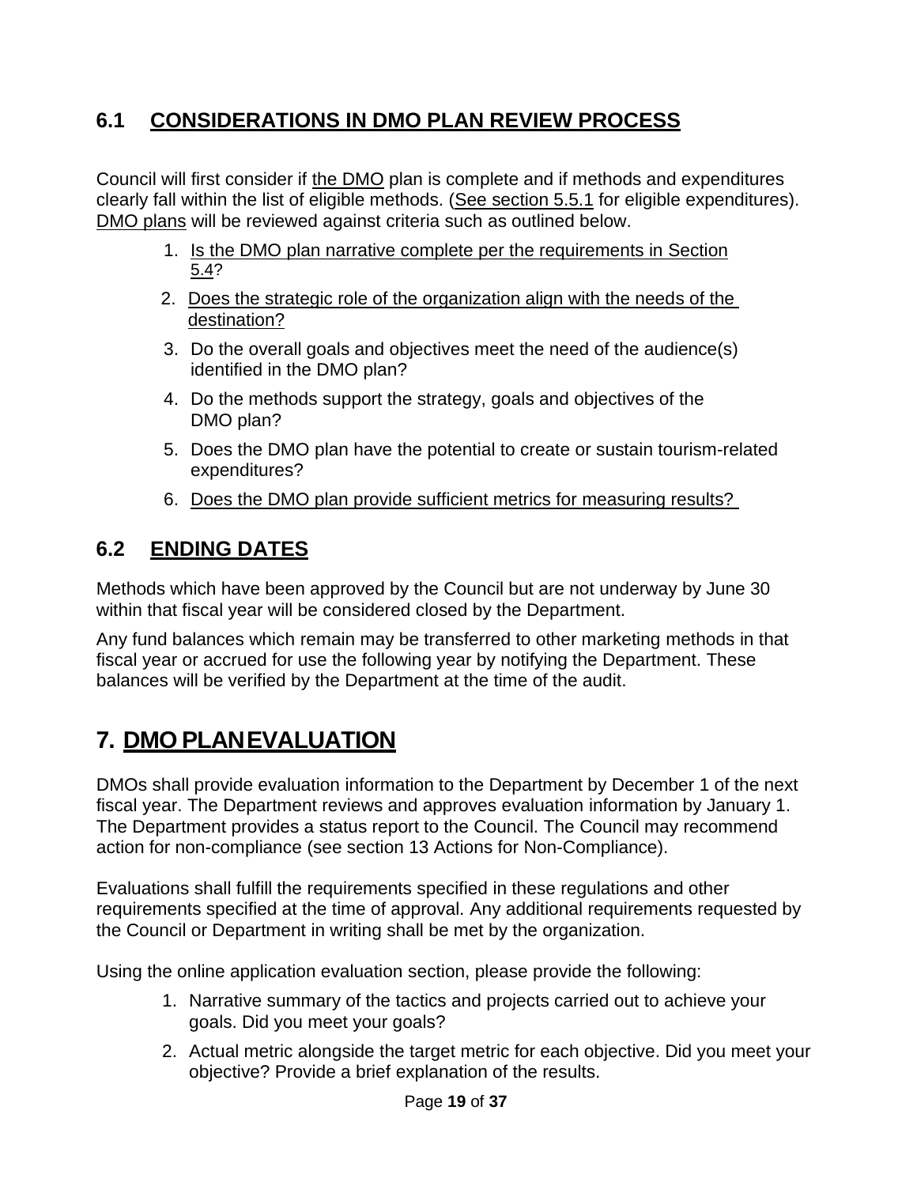## 6.1 CONSIDERATIONS IN DMO PLAN REVIEW PROCESS

Council will first consider if the DMO plan is complete and if methods and expenditures clearly fall within the list of eligible methods. (See section 5.5.1 for eligible expenditures). DMO plans will be reviewed against criteria such as outlined below.

1. Is the DMO plan narrative complete per the requirements in Section 5.4?
2. Does the strategic role of the organization align with the needs of the destination?
3. Do the overall goals and objectives meet the need of the audience(s) identified in the DMO plan?
4. Do the methods support the strategy, goals and objectives of the DMO plan?
5. Does the DMO plan have the potential to create or sustain tourism-related expenditures?
6. Does the DMO plan provide sufficient metrics for measuring results?

## 6.2 ENDING DATES

Methods which have been approved by the Council but are not underway by June 30 within that fiscal year will be considered closed by the Department.

Any fund balances which remain may be transferred to other marketing methods in that fiscal year or accrued for use the following year by notifying the Department. These balances will be verified by the Department at the time of the audit.

# 7. DMO PLAN EVALUATION

DMOs shall provide evaluation information to the Department by December 1 of the next fiscal year. The Department reviews and approves evaluation information by January 1. The Department provides a status report to the Council. The Council may recommend action for non-compliance (see section 13 Actions for Non-Compliance).

Evaluations shall fulfill the requirements specified in these regulations and other requirements specified at the time of approval. Any additional requirements requested by the Council or Department in writing shall be met by the organization.

Using the online application evaluation section, please provide the following:

1. Narrative summary of the tactics and projects carried out to achieve your goals. Did you meet your goals?
2. Actual metric alongside the target metric for each objective. Did you meet your objective? Provide a brief explanation of the results.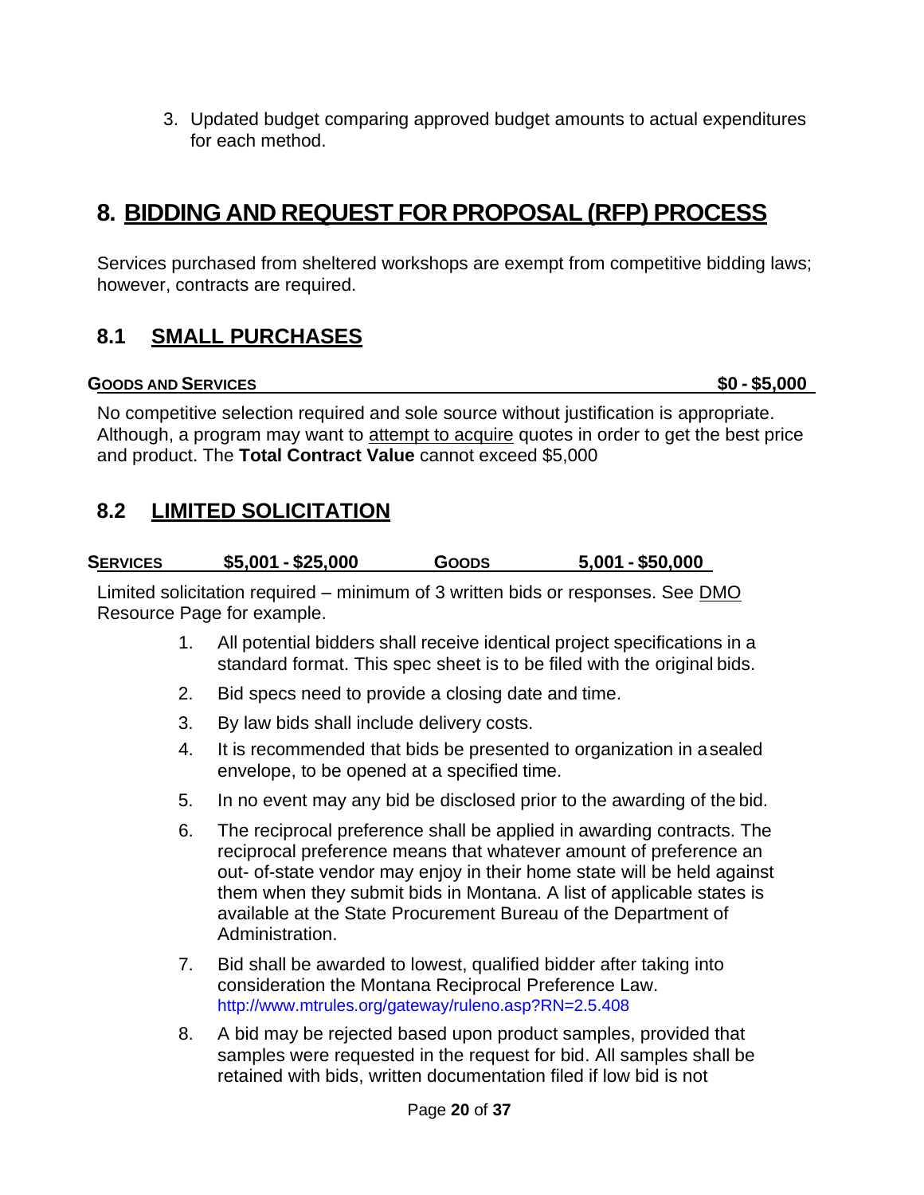3. Updated budget comparing approved budget amounts to actual expenditures for each method.

# 8. BIDDING AND REQUEST FOR PROPOSAL (RFP) PROCESS

Services purchased from sheltered workshops are exempt from competitive bidding laws; however, contracts are required.

## 8.1 SMALL PURCHASES

**GOODS AND SERVICES** **$0 - $5,000**

No competitive selection required and sole source without justification is appropriate. Although, a program may want to attempt to acquire quotes in order to get the best price and product. The **Total Contract Value** cannot exceed $5,000

## 8.2 LIMITED SOLICITATION

**SERVICES** **$5,001 - $25,000** **GOODS** **5,001 - $50,000**

Limited solicitation required – minimum of 3 written bids or responses. See DMO Resource Page for example.

1. All potential bidders shall receive identical project specifications in a standard format. This spec sheet is to be filed with the original bids.
2. Bid specs need to provide a closing date and time.
3. By law bids shall include delivery costs.
4. It is recommended that bids be presented to organization in a sealed envelope, to be opened at a specified time.
5. In no event may any bid be disclosed prior to the awarding of the bid.
6. The reciprocal preference shall be applied in awarding contracts. The reciprocal preference means that whatever amount of preference an out- of-state vendor may enjoy in their home state will be held against them when they submit bids in Montana. A list of applicable states is available at the State Procurement Bureau of the Department of Administration.
7. Bid shall be awarded to lowest, qualified bidder after taking into consideration the Montana Reciprocal Preference Law. http://www.mtrules.org/gateway/ruleno.asp?RN=2.5.408
8. A bid may be rejected based upon product samples, provided that samples were requested in the request for bid. All samples shall be retained with bids, written documentation filed if low bid is not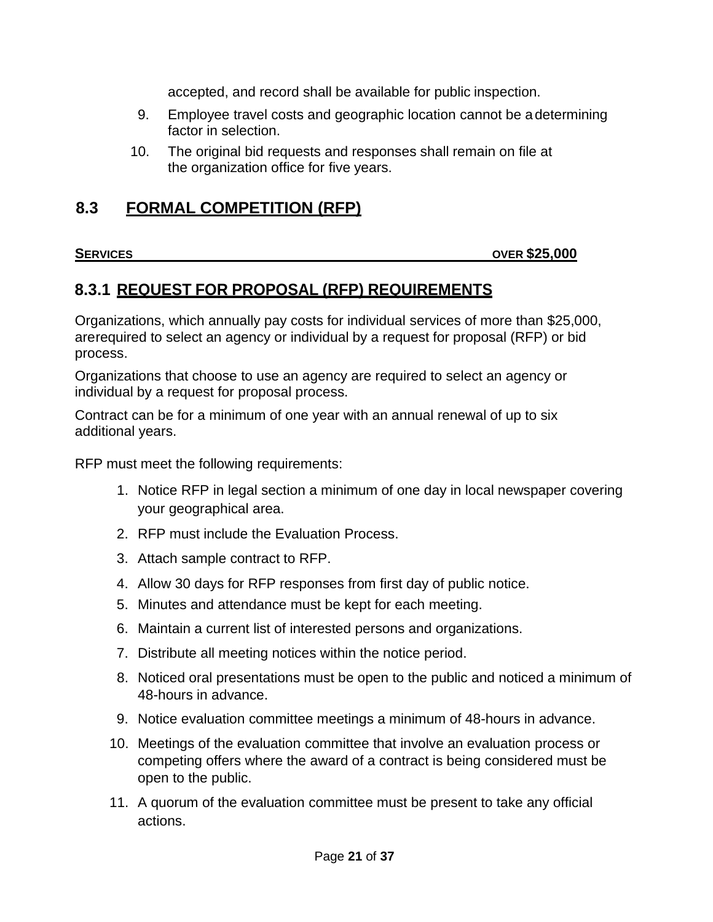accepted, and record shall be available for public inspection.

9. Employee travel costs and geographic location cannot be a determining factor in selection.
10. The original bid requests and responses shall remain on file at the organization office for five years.

## 8.3 FORMAL COMPETITION (RFP)

**SERVICES OVER $25,000**

### 8.3.1 REQUEST FOR PROPOSAL (RFP) REQUIREMENTS

Organizations, which annually pay costs for individual services of more than $25,000, arerequired to select an agency or individual by a request for proposal (RFP) or bid process.

Organizations that choose to use an agency are required to select an agency or individual by a request for proposal process.

Contract can be for a minimum of one year with an annual renewal of up to six additional years.

RFP must meet the following requirements:

1. Notice RFP in legal section a minimum of one day in local newspaper covering your geographical area.
2. RFP must include the Evaluation Process.
3. Attach sample contract to RFP.
4. Allow 30 days for RFP responses from first day of public notice.
5. Minutes and attendance must be kept for each meeting.
6. Maintain a current list of interested persons and organizations.
7. Distribute all meeting notices within the notice period.
8. Noticed oral presentations must be open to the public and noticed a minimum of 48-hours in advance.
9. Notice evaluation committee meetings a minimum of 48-hours in advance.
10. Meetings of the evaluation committee that involve an evaluation process or competing offers where the award of a contract is being considered must be open to the public.
11. A quorum of the evaluation committee must be present to take any official actions.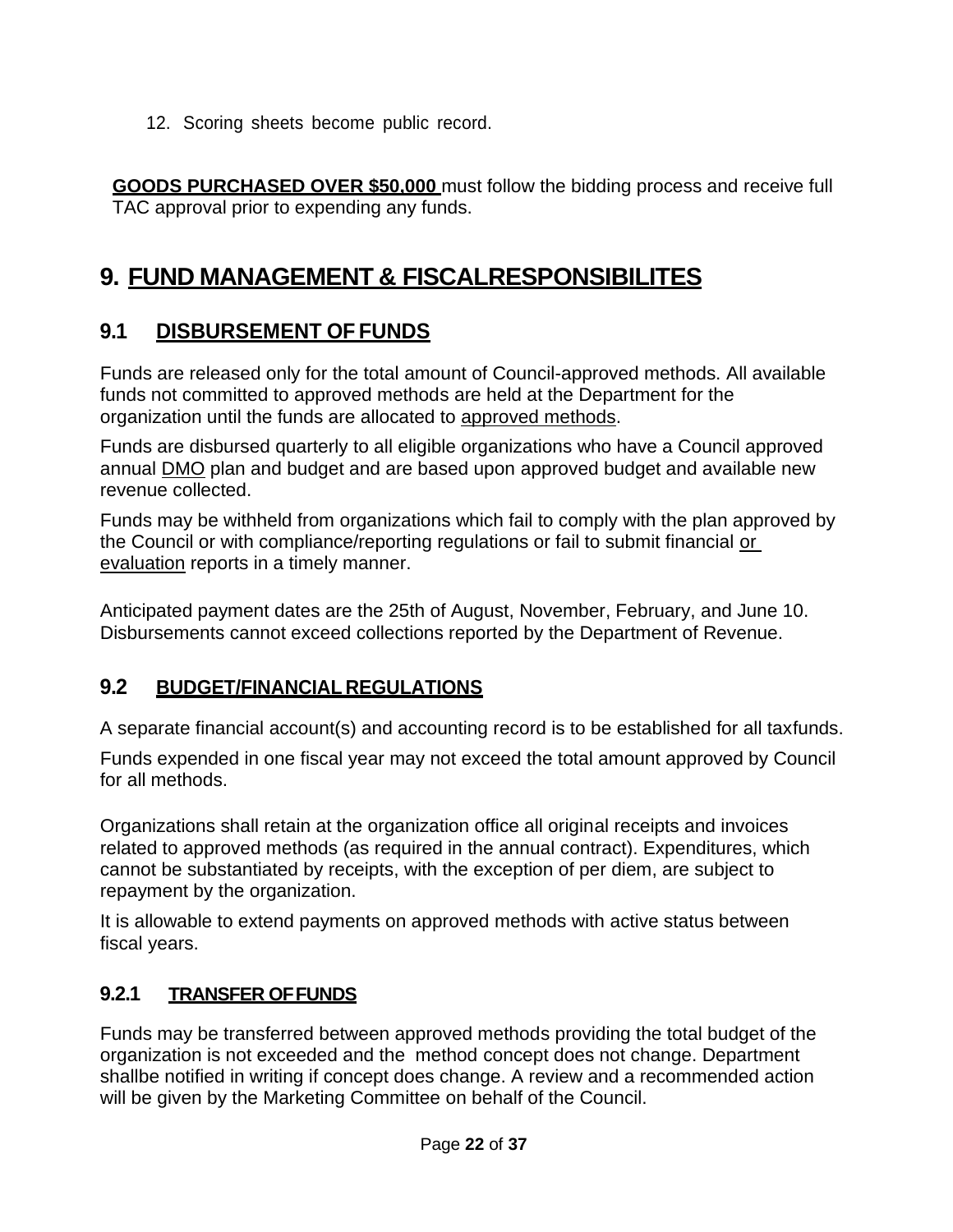12. Scoring sheets become public record.

**GOODS PURCHASED OVER $50,000** must follow the bidding process and receive full TAC approval prior to expending any funds.

# 9. FUND MANAGEMENT & FISCALRESPONSIBILITES

## 9.1 DISBURSEMENT OF FUNDS

Funds are released only for the total amount of Council-approved methods. All available funds not committed to approved methods are held at the Department for the organization until the funds are allocated to approved methods.

Funds are disbursed quarterly to all eligible organizations who have a Council approved annual DMO plan and budget and are based upon approved budget and available new revenue collected.

Funds may be withheld from organizations which fail to comply with the plan approved by the Council or with compliance/reporting regulations or fail to submit financial or evaluation reports in a timely manner.

Anticipated payment dates are the 25th of August, November, February, and June 10. Disbursements cannot exceed collections reported by the Department of Revenue.

## 9.2 BUDGET/FINANCIAL REGULATIONS

A separate financial account(s) and accounting record is to be established for all taxfunds.

Funds expended in one fiscal year may not exceed the total amount approved by Council for all methods.

Organizations shall retain at the organization office all original receipts and invoices related to approved methods (as required in the annual contract). Expenditures, which cannot be substantiated by receipts, with the exception of per diem, are subject to repayment by the organization.

It is allowable to extend payments on approved methods with active status between fiscal years.

### 9.2.1 TRANSFER OF FUNDS

Funds may be transferred between approved methods providing the total budget of the organization is not exceeded and the method concept does not change. Department shallbe notified in writing if concept does change. A review and a recommended action will be given by the Marketing Committee on behalf of the Council.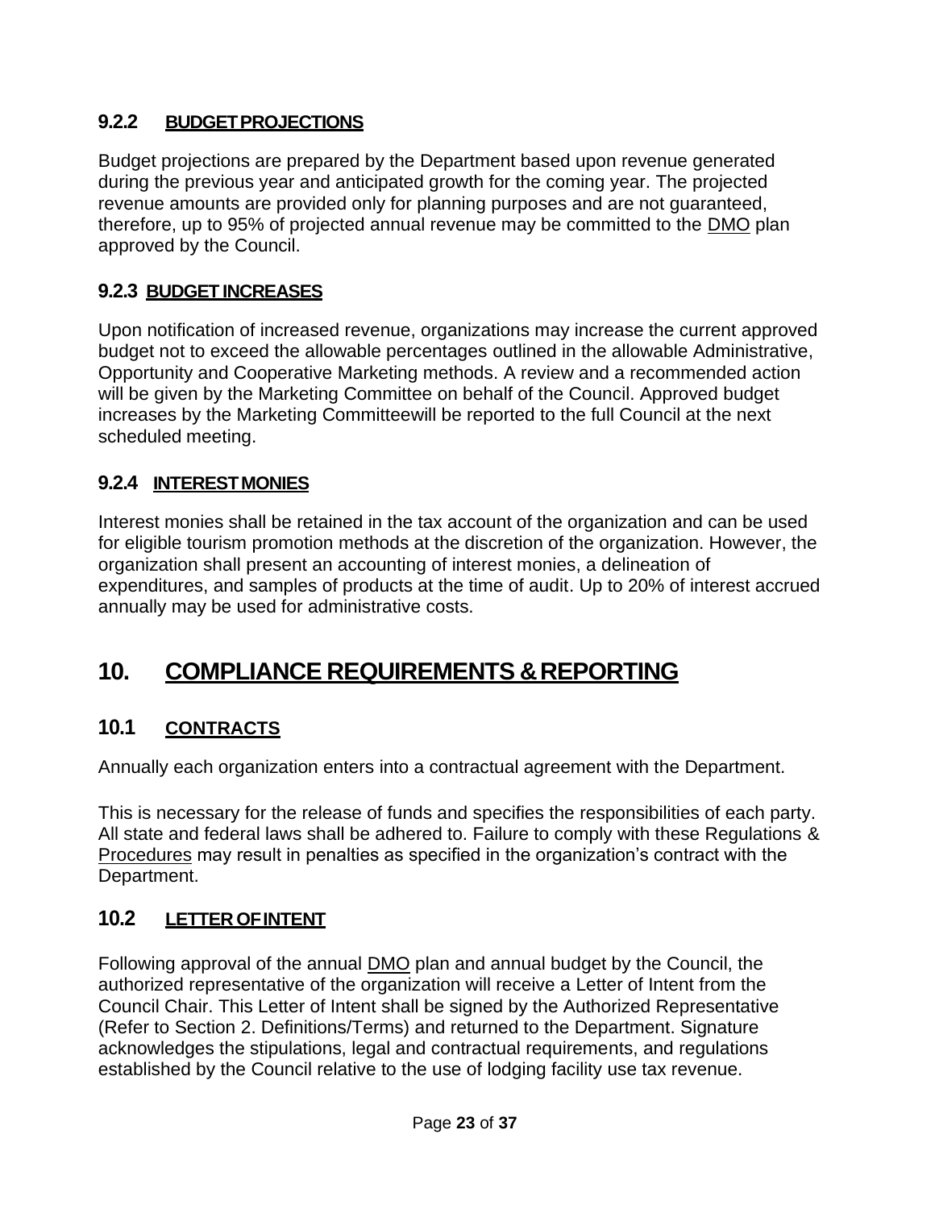### 9.2.2 BUDGET PROJECTIONS

Budget projections are prepared by the Department based upon revenue generated during the previous year and anticipated growth for the coming year. The projected revenue amounts are provided only for planning purposes and are not guaranteed, therefore, up to 95% of projected annual revenue may be committed to the DMO plan approved by the Council.

### 9.2.3 BUDGET INCREASES

Upon notification of increased revenue, organizations may increase the current approved budget not to exceed the allowable percentages outlined in the allowable Administrative, Opportunity and Cooperative Marketing methods. A review and a recommended action will be given by the Marketing Committee on behalf of the Council. Approved budget increases by the Marketing Committeewill be reported to the full Council at the next scheduled meeting.

### 9.2.4 INTEREST MONIES

Interest monies shall be retained in the tax account of the organization and can be used for eligible tourism promotion methods at the discretion of the organization. However, the organization shall present an accounting of interest monies, a delineation of expenditures, and samples of products at the time of audit. Up to 20% of interest accrued annually may be used for administrative costs.

# 10. COMPLIANCE REQUIREMENTS & REPORTING

## 10.1 CONTRACTS

Annually each organization enters into a contractual agreement with the Department.

This is necessary for the release of funds and specifies the responsibilities of each party. All state and federal laws shall be adhered to. Failure to comply with these Regulations & Procedures may result in penalties as specified in the organization's contract with the Department.

## 10.2 LETTER OF INTENT

Following approval of the annual DMO plan and annual budget by the Council, the authorized representative of the organization will receive a Letter of Intent from the Council Chair. This Letter of Intent shall be signed by the Authorized Representative (Refer to Section 2. Definitions/Terms) and returned to the Department. Signature acknowledges the stipulations, legal and contractual requirements, and regulations established by the Council relative to the use of lodging facility use tax revenue.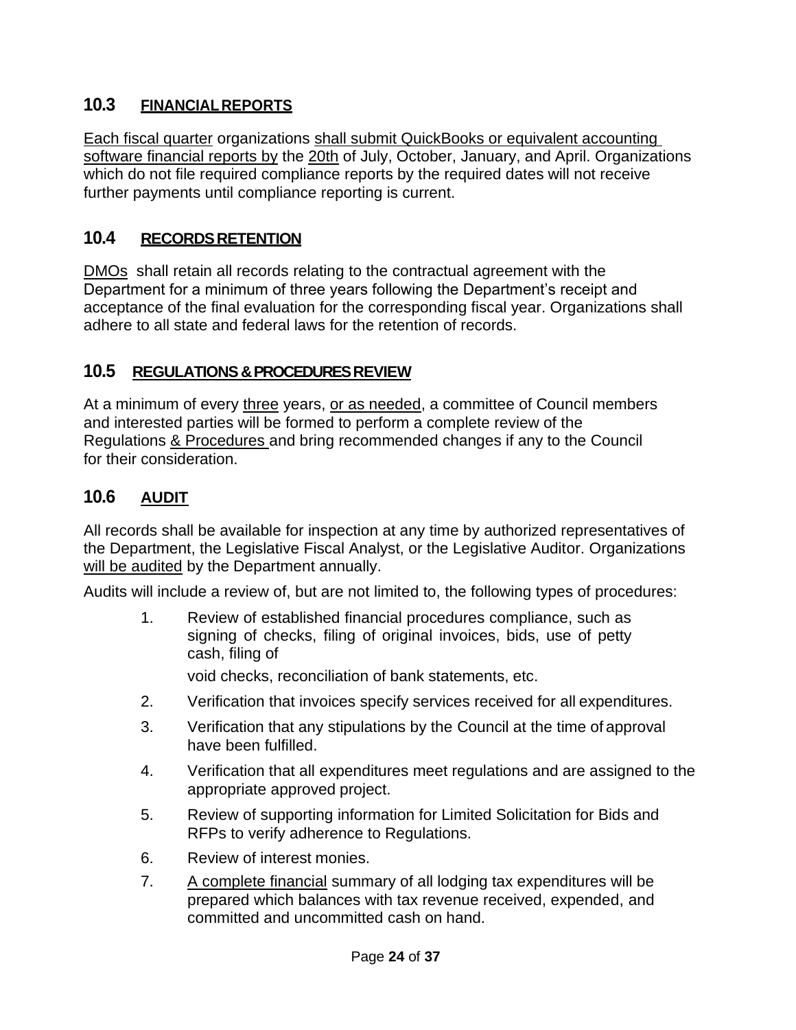## 10.3 FINANCIAL REPORTS

Each fiscal quarter organizations shall submit QuickBooks or equivalent accounting software financial reports by the 20th of July, October, January, and April. Organizations which do not file required compliance reports by the required dates will not receive further payments until compliance reporting is current.

## 10.4 RECORDS RETENTION

DMOs shall retain all records relating to the contractual agreement with the Department for a minimum of three years following the Department's receipt and acceptance of the final evaluation for the corresponding fiscal year. Organizations shall adhere to all state and federal laws for the retention of records.

## 10.5 REGULATIONS & PROCEDURES REVIEW

At a minimum of every three years, or as needed, a committee of Council members and interested parties will be formed to perform a complete review of the Regulations & Procedures and bring recommended changes if any to the Council for their consideration.

## 10.6 AUDIT

All records shall be available for inspection at any time by authorized representatives of the Department, the Legislative Fiscal Analyst, or the Legislative Auditor. Organizations will be audited by the Department annually.

Audits will include a review of, but are not limited to, the following types of procedures:

1. Review of established financial procedures compliance, such as signing of checks, filing of original invoices, bids, use of petty cash, filing of void checks, reconciliation of bank statements, etc.
2. Verification that invoices specify services received for all expenditures.
3. Verification that any stipulations by the Council at the time of approval have been fulfilled.
4. Verification that all expenditures meet regulations and are assigned to the appropriate approved project.
5. Review of supporting information for Limited Solicitation for Bids and RFPs to verify adherence to Regulations.
6. Review of interest monies.
7. A complete financial summary of all lodging tax expenditures will be prepared which balances with tax revenue received, expended, and committed and uncommitted cash on hand.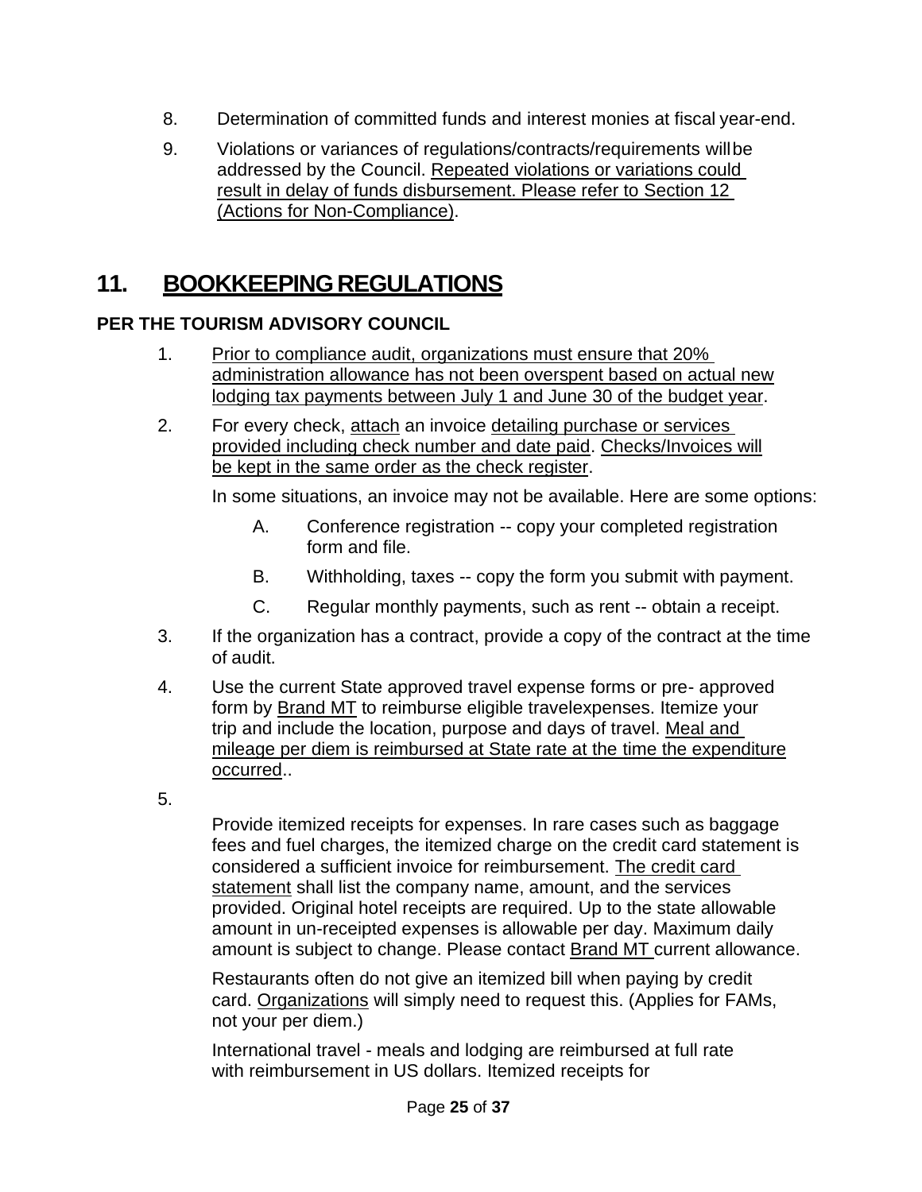8. Determination of committed funds and interest monies at fiscal year-end.

9. Violations or variances of regulations/contracts/requirements will be addressed by the Council. Repeated violations or variations could result in delay of funds disbursement. Please refer to Section 12 (Actions for Non-Compliance).

## 11. BOOKKEEPING REGULATIONS

**PER THE TOURISM ADVISORY COUNCIL**

1. Prior to compliance audit, organizations must ensure that 20% administration allowance has not been overspent based on actual new lodging tax payments between July 1 and June 30 of the budget year.

2. For every check, attach an invoice detailing purchase or services provided including check number and date paid. Checks/Invoices will be kept in the same order as the check register.

   In some situations, an invoice may not be available. Here are some options:

   A. Conference registration -- copy your completed registration form and file.

   B. Withholding, taxes -- copy the form you submit with payment.

   C. Regular monthly payments, such as rent -- obtain a receipt.

3. If the organization has a contract, provide a copy of the contract at the time of audit.

4. Use the current State approved travel expense forms or pre- approved form by Brand MT to reimburse eligible travelexpenses. Itemize your trip and include the location, purpose and days of travel. Meal and mileage per diem is reimbursed at State rate at the time the expenditure occurred..

5. 

   Provide itemized receipts for expenses. In rare cases such as baggage fees and fuel charges, the itemized charge on the credit card statement is considered a sufficient invoice for reimbursement. The credit card statement shall list the company name, amount, and the services provided. Original hotel receipts are required. Up to the state allowable amount in un-receipted expenses is allowable per day. Maximum daily amount is subject to change. Please contact Brand MT current allowance.

   Restaurants often do not give an itemized bill when paying by credit card. Organizations will simply need to request this. (Applies for FAMs, not your per diem.)

   International travel - meals and lodging are reimbursed at full rate with reimbursement in US dollars. Itemized receipts for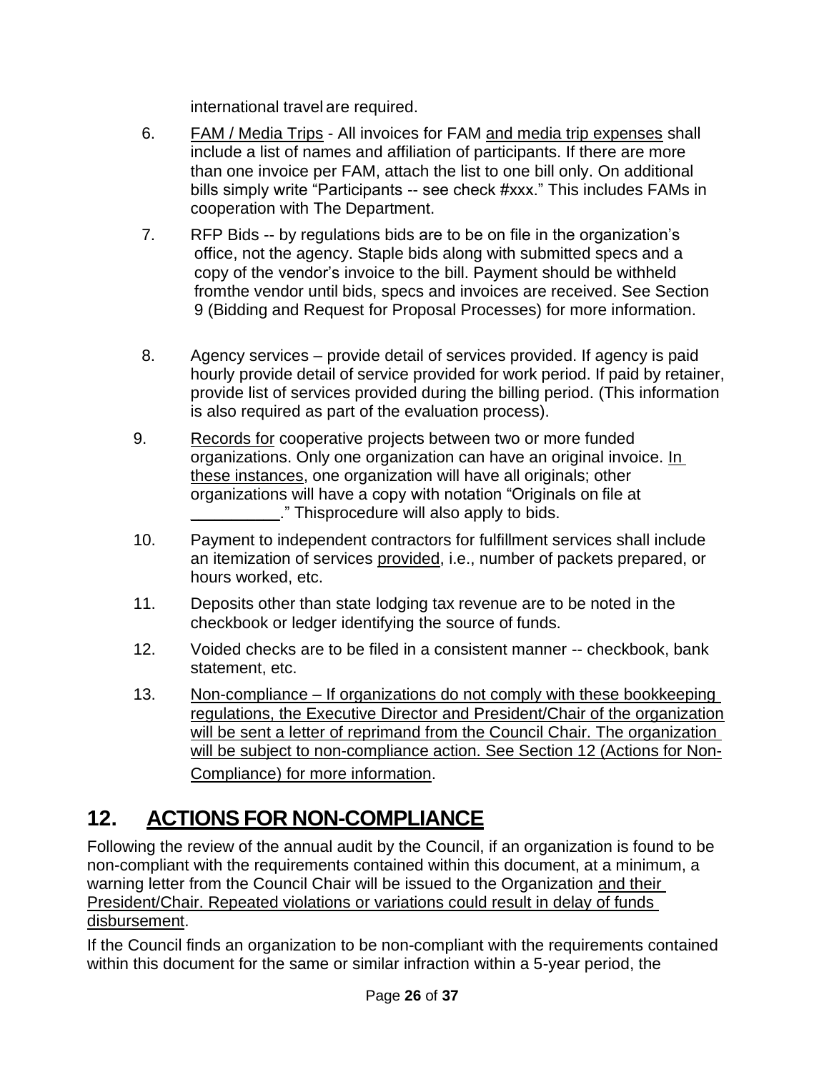international travel are required.

6. FAM / Media Trips - All invoices for FAM and media trip expenses shall include a list of names and affiliation of participants. If there are more than one invoice per FAM, attach the list to one bill only. On additional bills simply write "Participants -- see check #xxx." This includes FAMs in cooperation with The Department.

7. RFP Bids -- by regulations bids are to be on file in the organization's office, not the agency. Staple bids along with submitted specs and a copy of the vendor's invoice to the bill. Payment should be withheld fromthe vendor until bids, specs and invoices are received. See Section 9 (Bidding and Request for Proposal Processes) for more information.

8. Agency services – provide detail of services provided. If agency is paid hourly provide detail of service provided for work period. If paid by retainer, provide list of services provided during the billing period. (This information is also required as part of the evaluation process).

9. Records for cooperative projects between two or more funded organizations. Only one organization can have an original invoice. In these instances, one organization will have all originals; other organizations will have a copy with notation "Originals on file at __________." Thisprocedure will also apply to bids.

10. Payment to independent contractors for fulfillment services shall include an itemization of services provided, i.e., number of packets prepared, or hours worked, etc.

11. Deposits other than state lodging tax revenue are to be noted in the checkbook or ledger identifying the source of funds.

12. Voided checks are to be filed in a consistent manner -- checkbook, bank statement, etc.

13. Non-compliance – If organizations do not comply with these bookkeeping regulations, the Executive Director and President/Chair of the organization will be sent a letter of reprimand from the Council Chair. The organization will be subject to non-compliance action. See Section 12 (Actions for Non-Compliance) for more information.

## 12. ACTIONS FOR NON-COMPLIANCE

Following the review of the annual audit by the Council, if an organization is found to be non-compliant with the requirements contained within this document, at a minimum, a warning letter from the Council Chair will be issued to the Organization and their President/Chair. Repeated violations or variations could result in delay of funds disbursement.

If the Council finds an organization to be non-compliant with the requirements contained within this document for the same or similar infraction within a 5-year period, the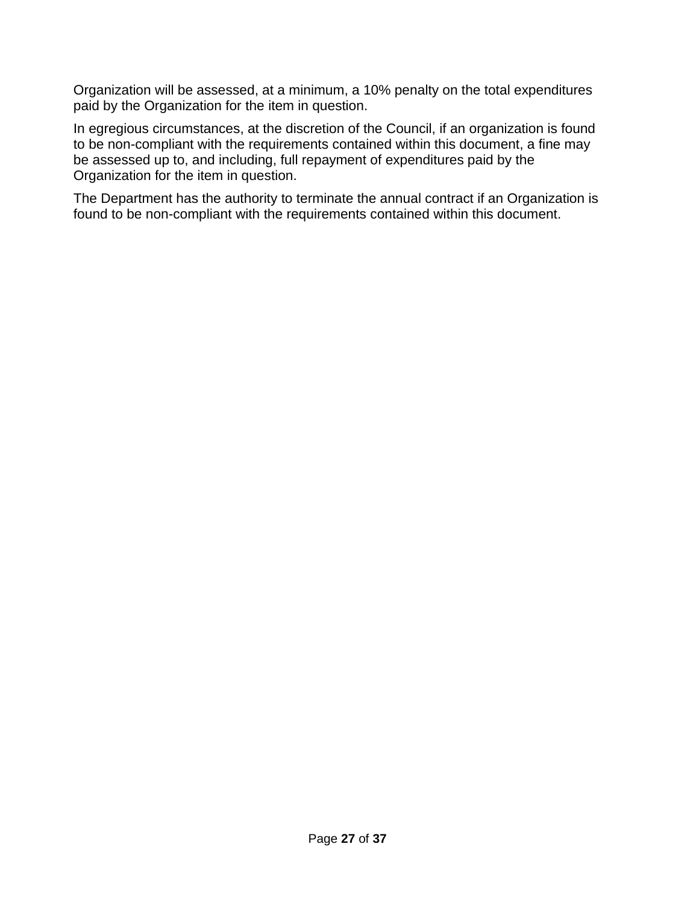Organization will be assessed, at a minimum, a 10% penalty on the total expenditures paid by the Organization for the item in question.

In egregious circumstances, at the discretion of the Council, if an organization is found to be non-compliant with the requirements contained within this document, a fine may be assessed up to, and including, full repayment of expenditures paid by the Organization for the item in question.

The Department has the authority to terminate the annual contract if an Organization is found to be non-compliant with the requirements contained within this document.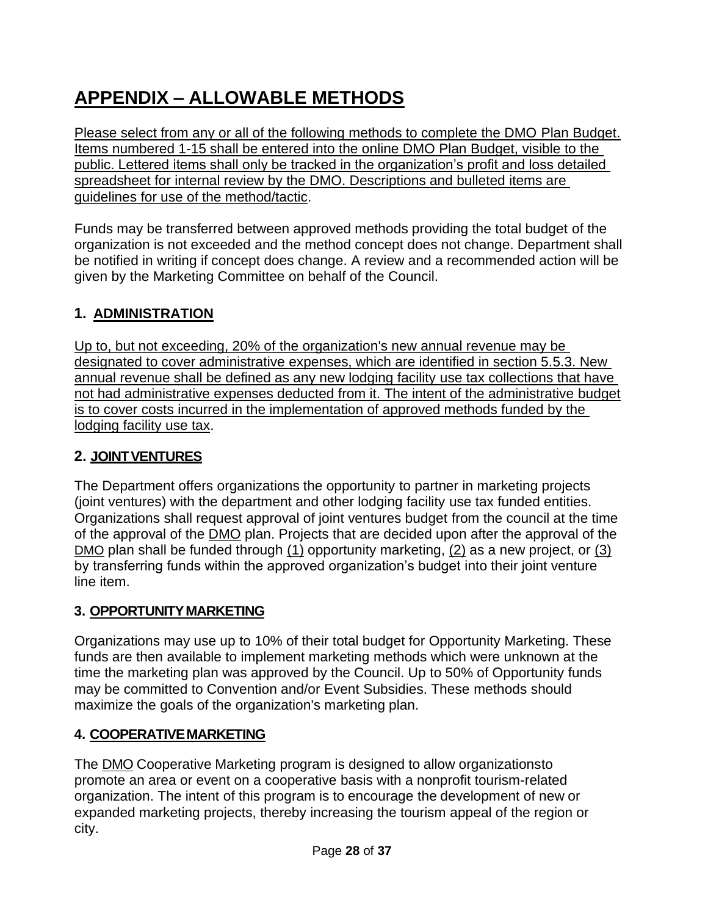# APPENDIX – ALLOWABLE METHODS

Please select from any or all of the following methods to complete the DMO Plan Budget. Items numbered 1-15 shall be entered into the online DMO Plan Budget, visible to the public. Lettered items shall only be tracked in the organization's profit and loss detailed spreadsheet for internal review by the DMO. Descriptions and bulleted items are guidelines for use of the method/tactic.

Funds may be transferred between approved methods providing the total budget of the organization is not exceeded and the method concept does not change. Department shall be notified in writing if concept does change. A review and a recommended action will be given by the Marketing Committee on behalf of the Council.

### 1. ADMINISTRATION

Up to, but not exceeding, 20% of the organization's new annual revenue may be designated to cover administrative expenses, which are identified in section 5.5.3. New annual revenue shall be defined as any new lodging facility use tax collections that have not had administrative expenses deducted from it. The intent of the administrative budget is to cover costs incurred in the implementation of approved methods funded by the lodging facility use tax.

### 2. JOINT VENTURES

The Department offers organizations the opportunity to partner in marketing projects (joint ventures) with the department and other lodging facility use tax funded entities. Organizations shall request approval of joint ventures budget from the council at the time of the approval of the DMO plan. Projects that are decided upon after the approval of the DMO plan shall be funded through (1) opportunity marketing, (2) as a new project, or (3) by transferring funds within the approved organization's budget into their joint venture line item.

### 3. OPPORTUNITY MARKETING

Organizations may use up to 10% of their total budget for Opportunity Marketing. These funds are then available to implement marketing methods which were unknown at the time the marketing plan was approved by the Council. Up to 50% of Opportunity funds may be committed to Convention and/or Event Subsidies. These methods should maximize the goals of the organization's marketing plan.

### 4. COOPERATIVE MARKETING

The DMO Cooperative Marketing program is designed to allow organizationsto promote an area or event on a cooperative basis with a nonprofit tourism-related organization. The intent of this program is to encourage the development of new or expanded marketing projects, thereby increasing the tourism appeal of the region or city.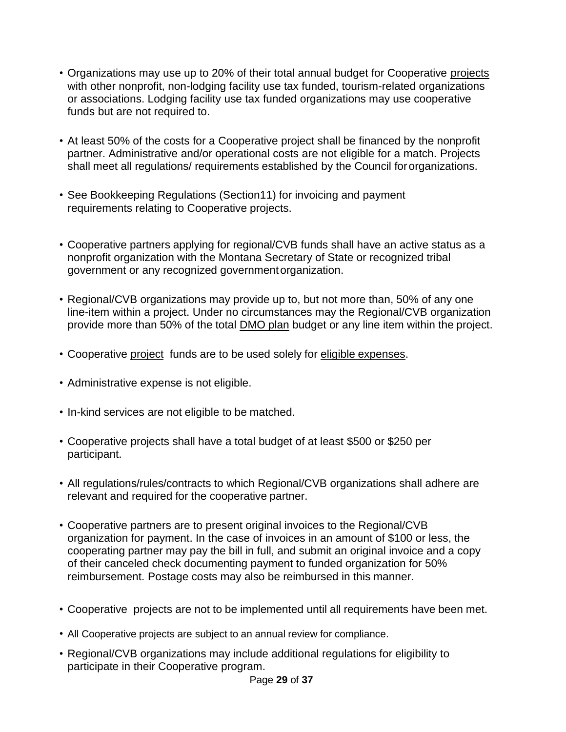- Organizations may use up to 20% of their total annual budget for Cooperative projects with other nonprofit, non-lodging facility use tax funded, tourism-related organizations or associations. Lodging facility use tax funded organizations may use cooperative funds but are not required to.

- At least 50% of the costs for a Cooperative project shall be financed by the nonprofit partner. Administrative and/or operational costs are not eligible for a match. Projects shall meet all regulations/ requirements established by the Council for organizations.

- See Bookkeeping Regulations (Section11) for invoicing and payment requirements relating to Cooperative projects.

- Cooperative partners applying for regional/CVB funds shall have an active status as a nonprofit organization with the Montana Secretary of State or recognized tribal government or any recognized government organization.

- Regional/CVB organizations may provide up to, but not more than, 50% of any one line-item within a project. Under no circumstances may the Regional/CVB organization provide more than 50% of the total DMO plan budget or any line item within the project.

- Cooperative project funds are to be used solely for eligible expenses.

- Administrative expense is not eligible.

- In-kind services are not eligible to be matched.

- Cooperative projects shall have a total budget of at least $500 or $250 per participant.

- All regulations/rules/contracts to which Regional/CVB organizations shall adhere are relevant and required for the cooperative partner.

- Cooperative partners are to present original invoices to the Regional/CVB organization for payment. In the case of invoices in an amount of $100 or less, the cooperating partner may pay the bill in full, and submit an original invoice and a copy of their canceled check documenting payment to funded organization for 50% reimbursement. Postage costs may also be reimbursed in this manner.

- Cooperative projects are not to be implemented until all requirements have been met.

- All Cooperative projects are subject to an annual review for compliance.

- Regional/CVB organizations may include additional regulations for eligibility to participate in their Cooperative program.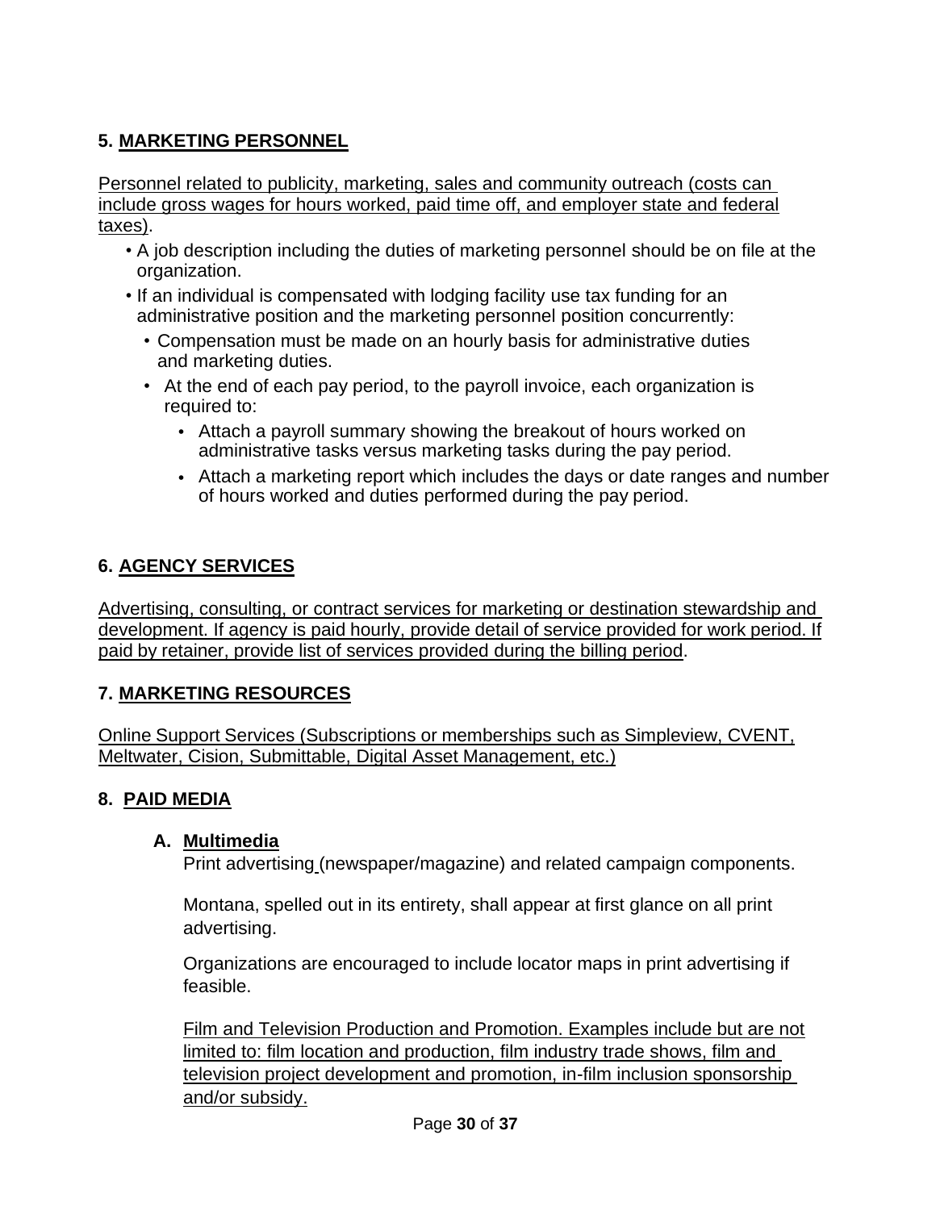## 5. MARKETING PERSONNEL

Personnel related to publicity, marketing, sales and community outreach (costs can include gross wages for hours worked, paid time off, and employer state and federal taxes).

- A job description including the duties of marketing personnel should be on file at the organization.
- If an individual is compensated with lodging facility use tax funding for an administrative position and the marketing personnel position concurrently:
  - Compensation must be made on an hourly basis for administrative duties and marketing duties.
  - At the end of each pay period, to the payroll invoice, each organization is required to:
    - Attach a payroll summary showing the breakout of hours worked on administrative tasks versus marketing tasks during the pay period.
    - Attach a marketing report which includes the days or date ranges and number of hours worked and duties performed during the pay period.

## 6. AGENCY SERVICES

Advertising, consulting, or contract services for marketing or destination stewardship and development. If agency is paid hourly, provide detail of service provided for work period. If paid by retainer, provide list of services provided during the billing period.

## 7. MARKETING RESOURCES

Online Support Services (Subscriptions or memberships such as Simpleview, CVENT, Meltwater, Cision, Submittable, Digital Asset Management, etc.)

## 8. PAID MEDIA

### A. Multimedia

Print advertising (newspaper/magazine) and related campaign components.

Montana, spelled out in its entirety, shall appear at first glance on all print advertising.

Organizations are encouraged to include locator maps in print advertising if feasible.

Film and Television Production and Promotion. Examples include but are not limited to: film location and production, film industry trade shows, film and television project development and promotion, in-film inclusion sponsorship and/or subsidy.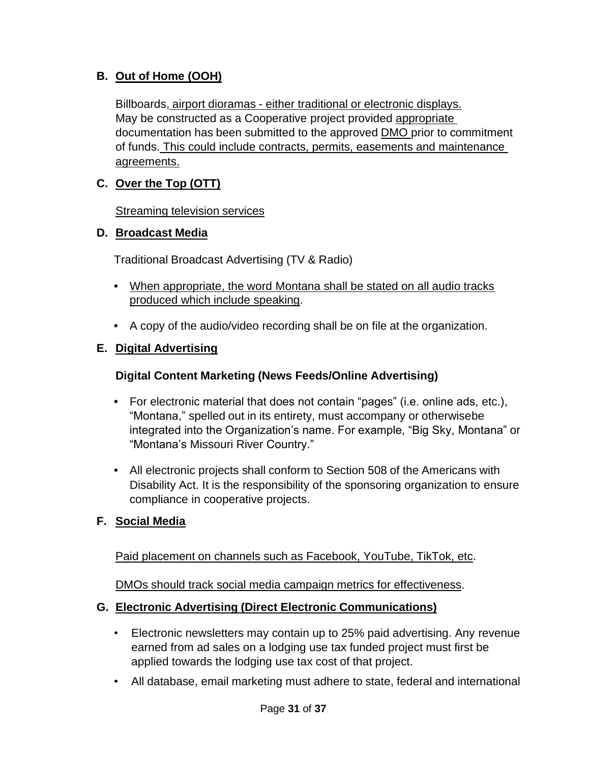**B. Out of Home (OOH)**

Billboards, airport dioramas - either traditional or electronic displays. May be constructed as a Cooperative project provided appropriate documentation has been submitted to the approved DMO prior to commitment of funds. This could include contracts, permits, easements and maintenance agreements.

**C. Over the Top (OTT)**

Streaming television services

**D. Broadcast Media**

Traditional Broadcast Advertising (TV & Radio)

- When appropriate, the word Montana shall be stated on all audio tracks produced which include speaking.
- A copy of the audio/video recording shall be on file at the organization.

**E. Digital Advertising**

**Digital Content Marketing (News Feeds/Online Advertising)**

- For electronic material that does not contain "pages" (i.e. online ads, etc.), "Montana," spelled out in its entirety, must accompany or otherwisebe integrated into the Organization's name. For example, "Big Sky, Montana" or "Montana's Missouri River Country."
- All electronic projects shall conform to Section 508 of the Americans with Disability Act. It is the responsibility of the sponsoring organization to ensure compliance in cooperative projects.

**F. Social Media**

Paid placement on channels such as Facebook, YouTube, TikTok, etc.

DMOs should track social media campaign metrics for effectiveness.

**G. Electronic Advertising (Direct Electronic Communications)**

- Electronic newsletters may contain up to 25% paid advertising. Any revenue earned from ad sales on a lodging use tax funded project must first be applied towards the lodging use tax cost of that project.
- All database, email marketing must adhere to state, federal and international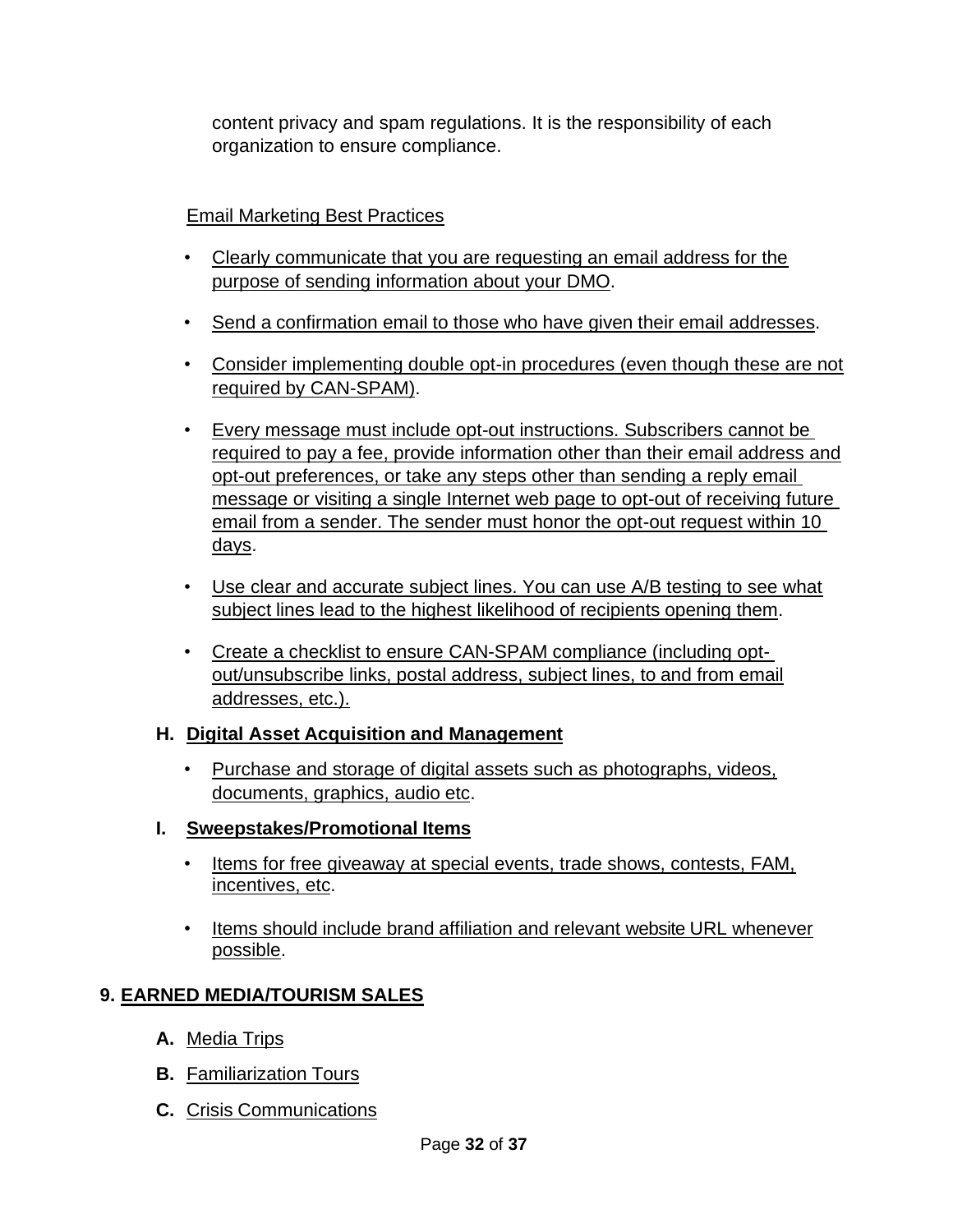content privacy and spam regulations. It is the responsibility of each organization to ensure compliance.

Email Marketing Best Practices

- Clearly communicate that you are requesting an email address for the purpose of sending information about your DMO.
- Send a confirmation email to those who have given their email addresses.
- Consider implementing double opt-in procedures (even though these are not required by CAN-SPAM).
- Every message must include opt-out instructions. Subscribers cannot be required to pay a fee, provide information other than their email address and opt-out preferences, or take any steps other than sending a reply email message or visiting a single Internet web page to opt-out of receiving future email from a sender. The sender must honor the opt-out request within 10 days.
- Use clear and accurate subject lines. You can use A/B testing to see what subject lines lead to the highest likelihood of recipients opening them.
- Create a checklist to ensure CAN-SPAM compliance (including opt-out/unsubscribe links, postal address, subject lines, to and from email addresses, etc.).

### H. Digital Asset Acquisition and Management

- Purchase and storage of digital assets such as photographs, videos, documents, graphics, audio etc.

### I. Sweepstakes/Promotional Items

- Items for free giveaway at special events, trade shows, contests, FAM, incentives, etc.
- Items should include brand affiliation and relevant website URL whenever possible.

## 9. EARNED MEDIA/TOURISM SALES

**A.** Media Trips

**B.** Familiarization Tours

**C.** Crisis Communications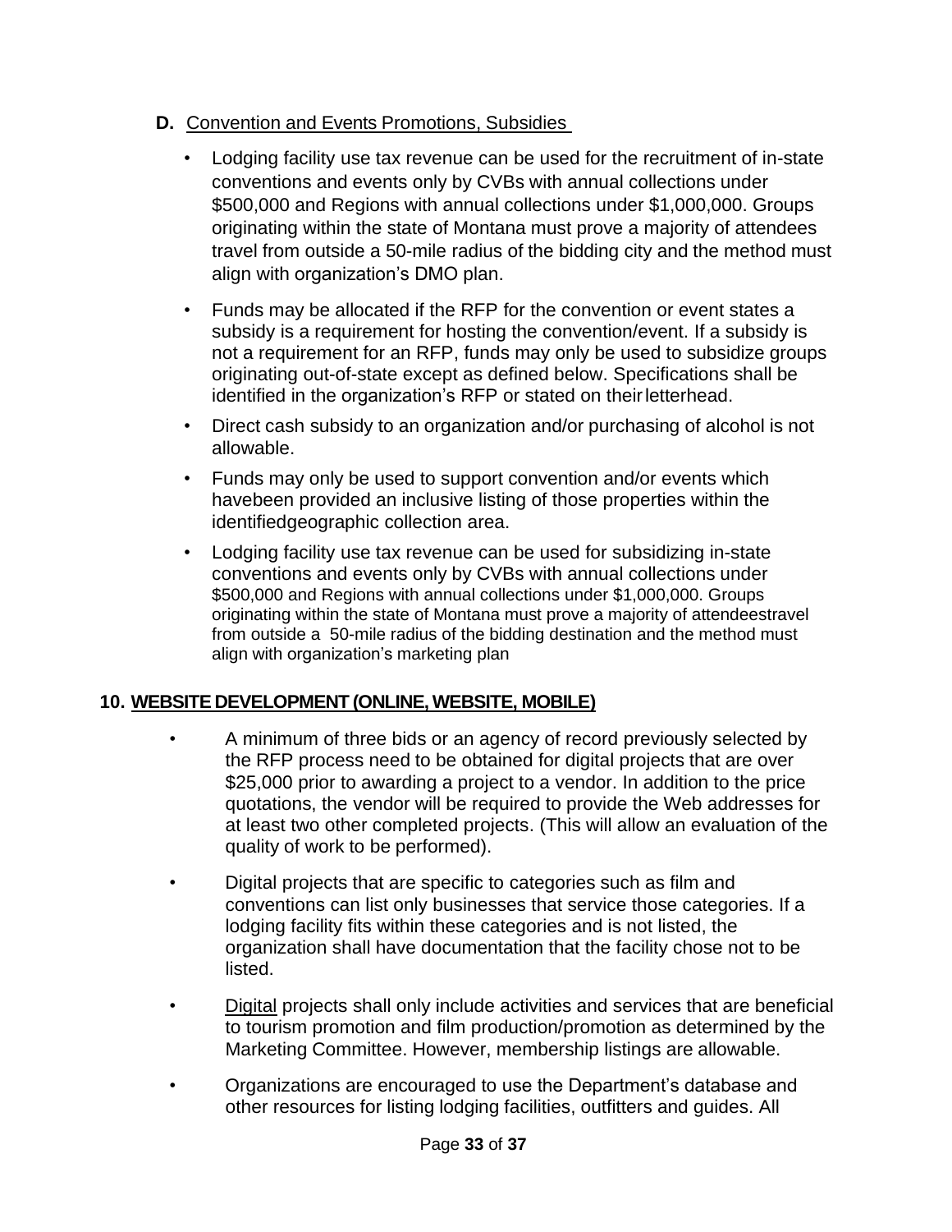**D.** Convention and Events Promotions, Subsidies

- Lodging facility use tax revenue can be used for the recruitment of in-state conventions and events only by CVBs with annual collections under \$500,000 and Regions with annual collections under \$1,000,000. Groups originating within the state of Montana must prove a majority of attendees travel from outside a 50-mile radius of the bidding city and the method must align with organization's DMO plan.
- Funds may be allocated if the RFP for the convention or event states a subsidy is a requirement for hosting the convention/event. If a subsidy is not a requirement for an RFP, funds may only be used to subsidize groups originating out-of-state except as defined below. Specifications shall be identified in the organization's RFP or stated on their letterhead.
- Direct cash subsidy to an organization and/or purchasing of alcohol is not allowable.
- Funds may only be used to support convention and/or events which havebeen provided an inclusive listing of those properties within the identifiedgeographic collection area.
- Lodging facility use tax revenue can be used for subsidizing in-state conventions and events only by CVBs with annual collections under \$500,000 and Regions with annual collections under \$1,000,000. Groups originating within the state of Montana must prove a majority of attendeestravel from outside a 50-mile radius of the bidding destination and the method must align with organization's marketing plan

## 10. WEBSITE DEVELOPMENT (ONLINE, WEBSITE, MOBILE)

- A minimum of three bids or an agency of record previously selected by the RFP process need to be obtained for digital projects that are over \$25,000 prior to awarding a project to a vendor. In addition to the price quotations, the vendor will be required to provide the Web addresses for at least two other completed projects. (This will allow an evaluation of the quality of work to be performed).
- Digital projects that are specific to categories such as film and conventions can list only businesses that service those categories. If a lodging facility fits within these categories and is not listed, the organization shall have documentation that the facility chose not to be listed.
- Digital projects shall only include activities and services that are beneficial to tourism promotion and film production/promotion as determined by the Marketing Committee. However, membership listings are allowable.
- Organizations are encouraged to use the Department's database and other resources for listing lodging facilities, outfitters and guides. All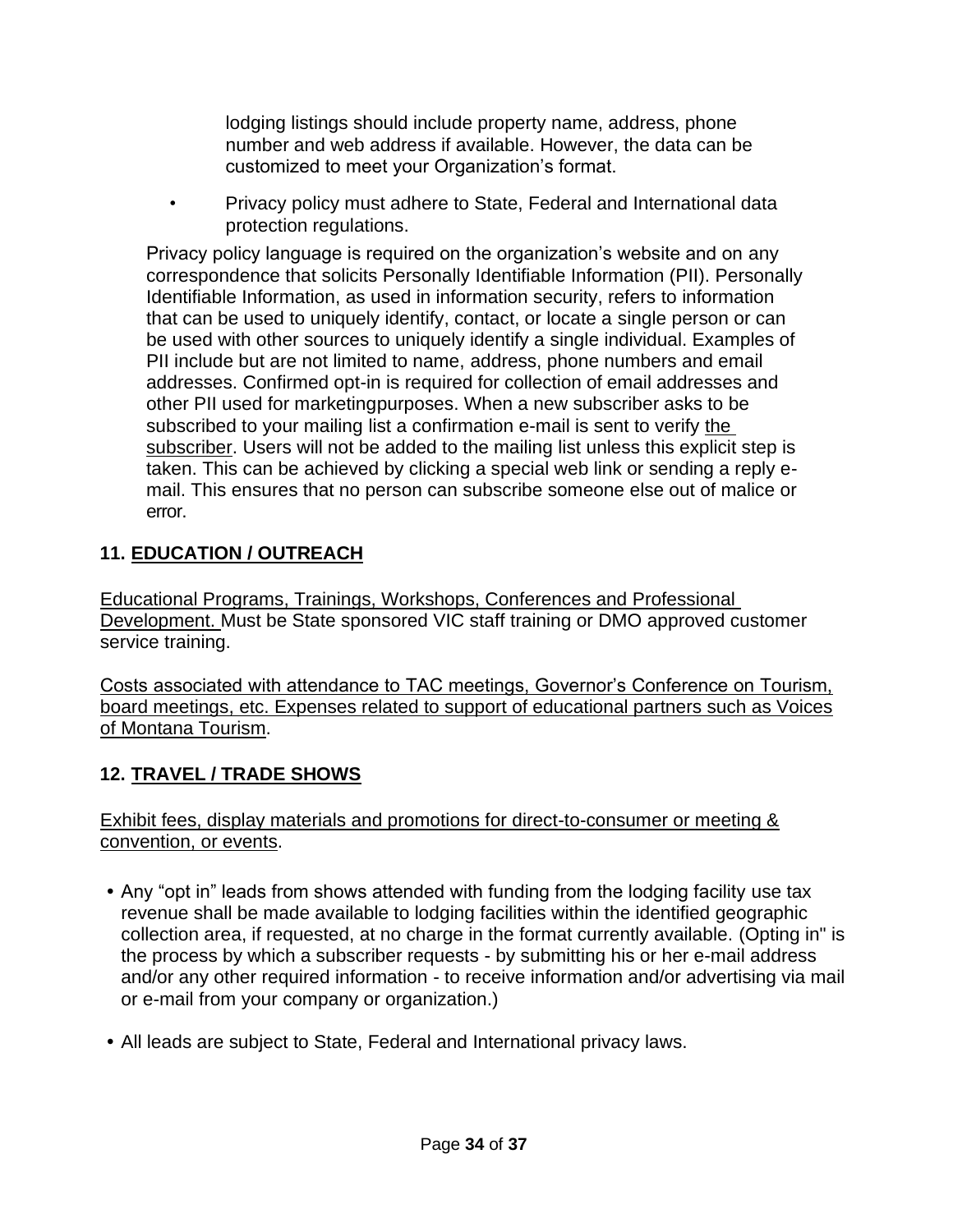lodging listings should include property name, address, phone number and web address if available. However, the data can be customized to meet your Organization's format.

- Privacy policy must adhere to State, Federal and International data protection regulations.

Privacy policy language is required on the organization's website and on any correspondence that solicits Personally Identifiable Information (PII). Personally Identifiable Information, as used in information security, refers to information that can be used to uniquely identify, contact, or locate a single person or can be used with other sources to uniquely identify a single individual. Examples of PII include but are not limited to name, address, phone numbers and email addresses. Confirmed opt-in is required for collection of email addresses and other PII used for marketingpurposes. When a new subscriber asks to be subscribed to your mailing list a confirmation e-mail is sent to verify the subscriber. Users will not be added to the mailing list unless this explicit step is taken. This can be achieved by clicking a special web link or sending a reply e-mail. This ensures that no person can subscribe someone else out of malice or error.

## 11. EDUCATION / OUTREACH

Educational Programs, Trainings, Workshops, Conferences and Professional Development. Must be State sponsored VIC staff training or DMO approved customer service training.

Costs associated with attendance to TAC meetings, Governor's Conference on Tourism, board meetings, etc. Expenses related to support of educational partners such as Voices of Montana Tourism.

## 12. TRAVEL / TRADE SHOWS

Exhibit fees, display materials and promotions for direct-to-consumer or meeting & convention, or events.

- Any "opt in" leads from shows attended with funding from the lodging facility use tax revenue shall be made available to lodging facilities within the identified geographic collection area, if requested, at no charge in the format currently available. (Opting in" is the process by which a subscriber requests - by submitting his or her e-mail address and/or any other required information - to receive information and/or advertising via mail or e-mail from your company or organization.)

- All leads are subject to State, Federal and International privacy laws.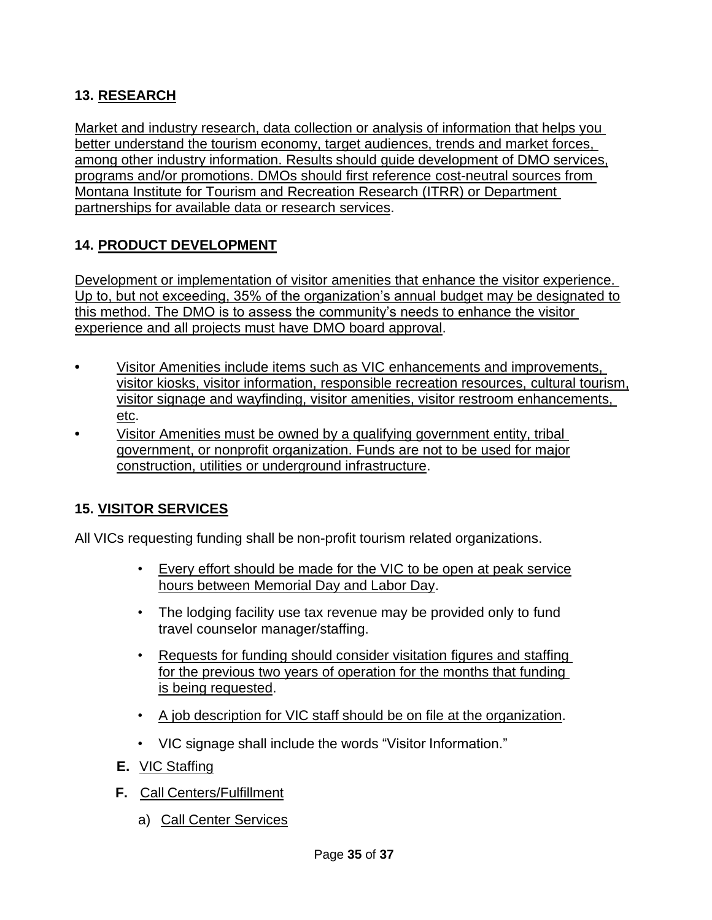## 13. RESEARCH

Market and industry research, data collection or analysis of information that helps you better understand the tourism economy, target audiences, trends and market forces, among other industry information. Results should guide development of DMO services, programs and/or promotions. DMOs should first reference cost-neutral sources from Montana Institute for Tourism and Recreation Research (ITRR) or Department partnerships for available data or research services.

## 14. PRODUCT DEVELOPMENT

Development or implementation of visitor amenities that enhance the visitor experience. Up to, but not exceeding, 35% of the organization's annual budget may be designated to this method. The DMO is to assess the community's needs to enhance the visitor experience and all projects must have DMO board approval.

- Visitor Amenities include items such as VIC enhancements and improvements, visitor kiosks, visitor information, responsible recreation resources, cultural tourism, visitor signage and wayfinding, visitor amenities, visitor restroom enhancements, etc.
- Visitor Amenities must be owned by a qualifying government entity, tribal government, or nonprofit organization. Funds are not to be used for major construction, utilities or underground infrastructure.

## 15. VISITOR SERVICES

All VICs requesting funding shall be non-profit tourism related organizations.

- Every effort should be made for the VIC to be open at peak service hours between Memorial Day and Labor Day.
- The lodging facility use tax revenue may be provided only to fund travel counselor manager/staffing.
- Requests for funding should consider visitation figures and staffing for the previous two years of operation for the months that funding is being requested.
- A job description for VIC staff should be on file at the organization.
- VIC signage shall include the words "Visitor Information."

**E.** VIC Staffing

**F.** Call Centers/Fulfillment

a) Call Center Services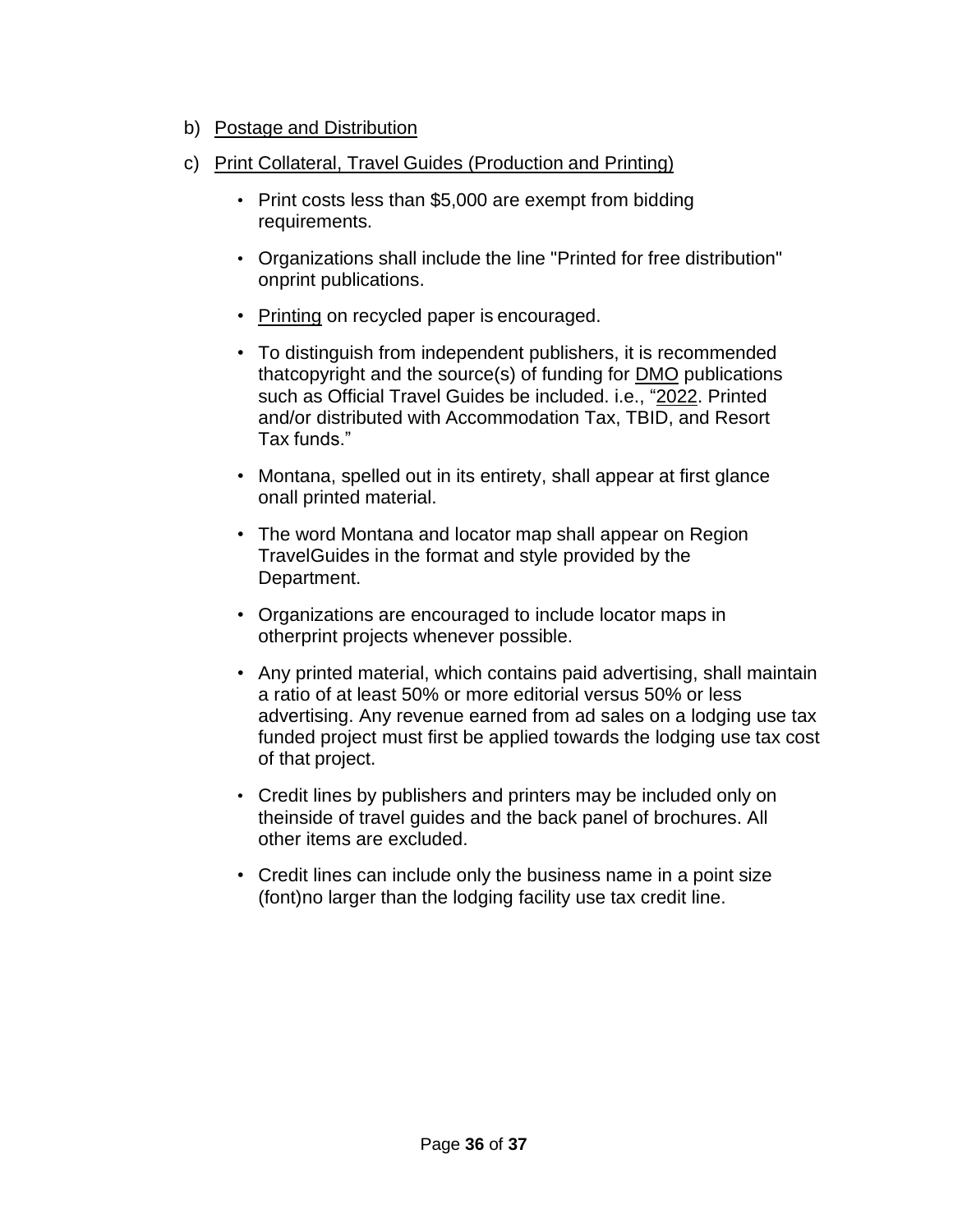b) Postage and Distribution

c) Print Collateral, Travel Guides (Production and Printing)

- Print costs less than $5,000 are exempt from bidding requirements.
- Organizations shall include the line "Printed for free distribution" onprint publications.
- Printing on recycled paper is encouraged.
- To distinguish from independent publishers, it is recommended thatcopyright and the source(s) of funding for DMO publications such as Official Travel Guides be included. i.e., "2022. Printed and/or distributed with Accommodation Tax, TBID, and Resort Tax funds."
- Montana, spelled out in its entirety, shall appear at first glance onall printed material.
- The word Montana and locator map shall appear on Region TravelGuides in the format and style provided by the Department.
- Organizations are encouraged to include locator maps in otherprint projects whenever possible.
- Any printed material, which contains paid advertising, shall maintain a ratio of at least 50% or more editorial versus 50% or less advertising. Any revenue earned from ad sales on a lodging use tax funded project must first be applied towards the lodging use tax cost of that project.
- Credit lines by publishers and printers may be included only on theinside of travel guides and the back panel of brochures. All other items are excluded.
- Credit lines can include only the business name in a point size (font)no larger than the lodging facility use tax credit line.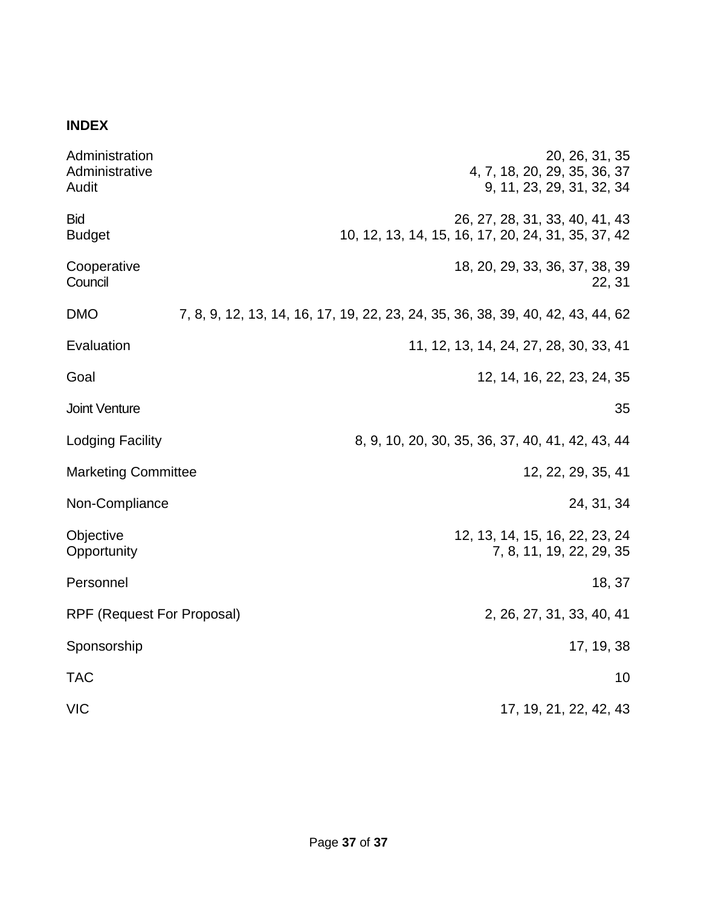## INDEX

| | |
|---|---|
| Administration | 20, 26, 31, 35 |
| Administrative | 4, 7, 18, 20, 29, 35, 36, 37 |
| Audit | 9, 11, 23, 29, 31, 32, 34 |
| Bid | 26, 27, 28, 31, 33, 40, 41, 43 |
| Budget | 10, 12, 13, 14, 15, 16, 17, 20, 24, 31, 35, 37, 42 |
| Cooperative | 18, 20, 29, 33, 36, 37, 38, 39 |
| Council | 22, 31 |
| DMO | 7, 8, 9, 12, 13, 14, 16, 17, 19, 22, 23, 24, 35, 36, 38, 39, 40, 42, 43, 44, 62 |
| Evaluation | 11, 12, 13, 14, 24, 27, 28, 30, 33, 41 |
| Goal | 12, 14, 16, 22, 23, 24, 35 |
| Joint Venture | 35 |
| Lodging Facility | 8, 9, 10, 20, 30, 35, 36, 37, 40, 41, 42, 43, 44 |
| Marketing Committee | 12, 22, 29, 35, 41 |
| Non-Compliance | 24, 31, 34 |
| Objective | 12, 13, 14, 15, 16, 22, 23, 24 |
| Opportunity | 7, 8, 11, 19, 22, 29, 35 |
| Personnel | 18, 37 |
| RPF (Request For Proposal) | 2, 26, 27, 31, 33, 40, 41 |
| Sponsorship | 17, 19, 38 |
| TAC | 10 |
| VIC | 17, 19, 21, 22, 42, 43 |